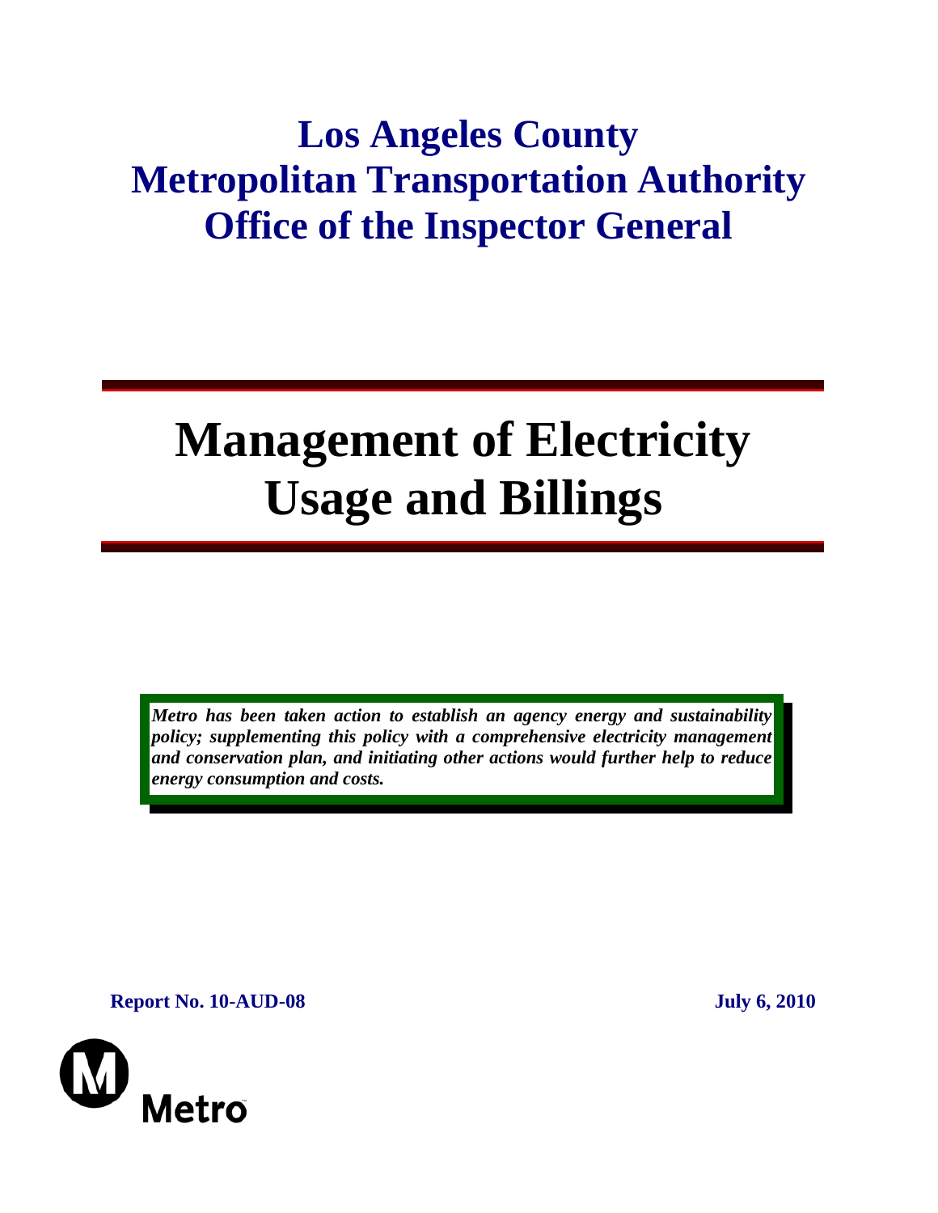# Los Angeles County Metropolitan Transportation Authority Office of the Inspector General

# Management of Electricity Usage and Billings

***Metro has been taken action to establish an agency energy and sustainability policy; supplementing this policy with a comprehensive electricity management and conservation plan, and initiating other actions would further help to reduce energy consumption and costs.***

**Report No. 10-AUD-08** **July 6, 2010**

Metro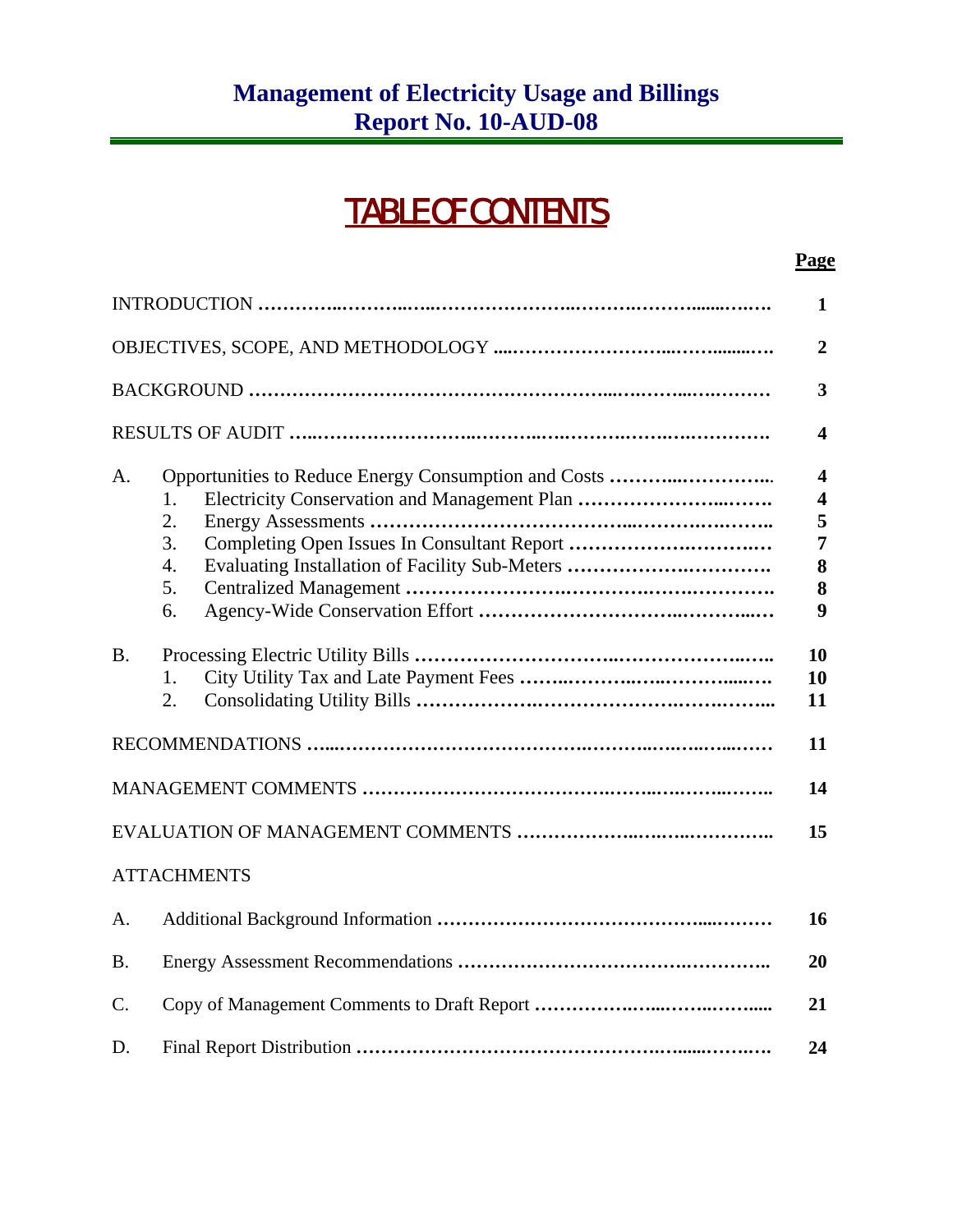## Management of Electricity Usage and Billings
## Report No. 10-AUD-08

# TABLE OF CONTENTS

| | | Page |
|---|---|---|
| INTRODUCTION | | 1 |
| OBJECTIVES, SCOPE, AND METHODOLOGY | | 2 |
| BACKGROUND | | 3 |
| RESULTS OF AUDIT | | 4 |
| A. | Opportunities to Reduce Energy Consumption and Costs | 4 |
| | 1. Electricity Conservation and Management Plan | 4 |
| | 2. Energy Assessments | 5 |
| | 3. Completing Open Issues In Consultant Report | 7 |
| | 4. Evaluating Installation of Facility Sub-Meters | 8 |
| | 5. Centralized Management | 8 |
| | 6. Agency-Wide Conservation Effort | 9 |
| B. | Processing Electric Utility Bills | 10 |
| | 1. City Utility Tax and Late Payment Fees | 10 |
| | 2. Consolidating Utility Bills | 11 |
| RECOMMENDATIONS | | 11 |
| MANAGEMENT COMMENTS | | 14 |
| EVALUATION OF MANAGEMENT COMMENTS | | 15 |
| ATTACHMENTS | | |
| A. | Additional Background Information | 16 |
| B. | Energy Assessment Recommendations | 20 |
| C. | Copy of Management Comments to Draft Report | 21 |
| D. | Final Report Distribution | 24 |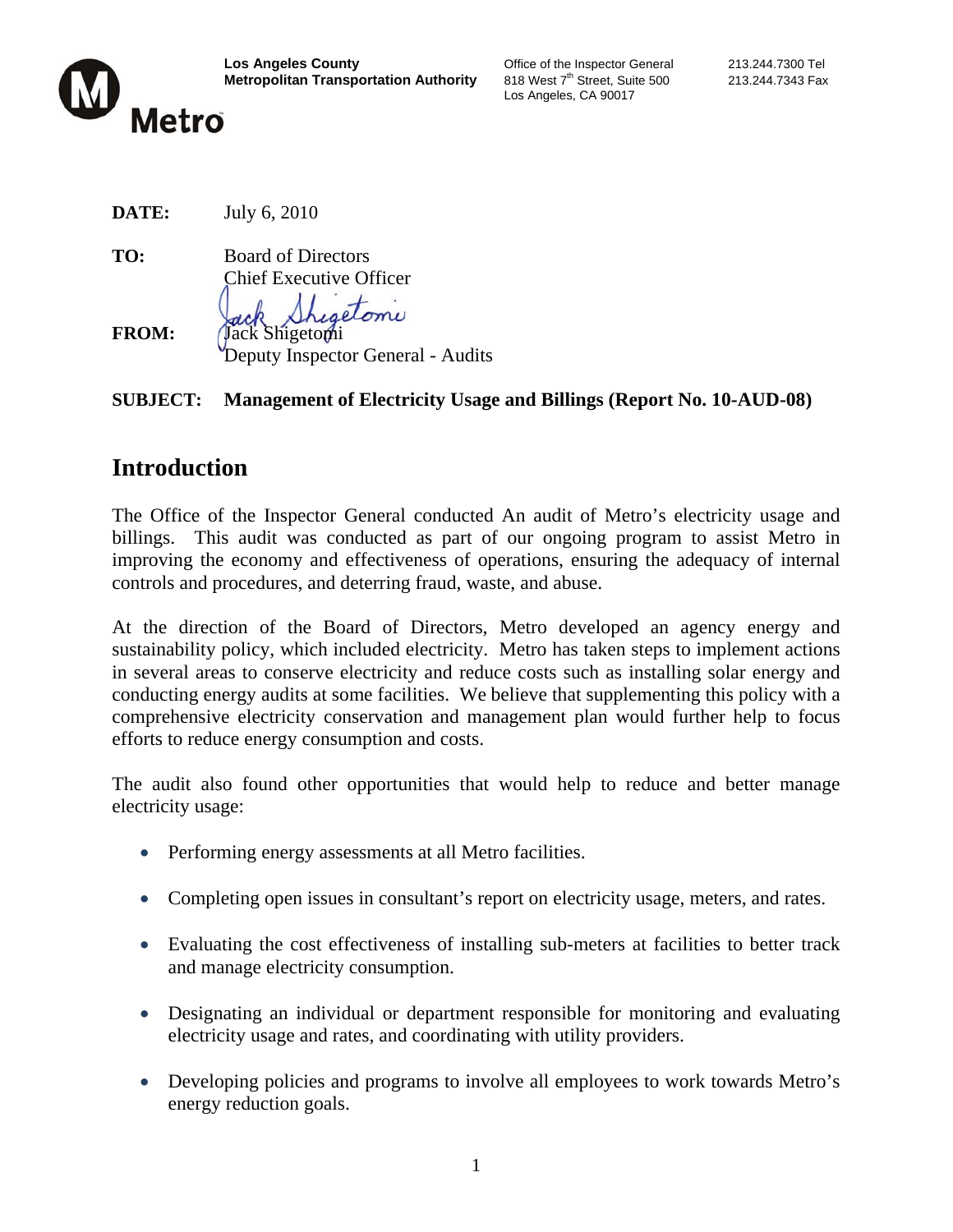**Los Angeles County**
**Metropolitan Transportation Authority**

Office of the Inspector General
818 West 7th Street, Suite 500
Los Angeles, CA 90017

213.244.7300 Tel
213.244.7343 Fax

**DATE:** July 6, 2010

**TO:** Board of Directors
Chief Executive Officer

**FROM:** Jack Shigetomi
Deputy Inspector General - Audits

**SUBJECT: Management of Electricity Usage and Billings (Report No. 10-AUD-08)**

# Introduction

The Office of the Inspector General conducted An audit of Metro's electricity usage and billings. This audit was conducted as part of our ongoing program to assist Metro in improving the economy and effectiveness of operations, ensuring the adequacy of internal controls and procedures, and deterring fraud, waste, and abuse.

At the direction of the Board of Directors, Metro developed an agency energy and sustainability policy, which included electricity. Metro has taken steps to implement actions in several areas to conserve electricity and reduce costs such as installing solar energy and conducting energy audits at some facilities. We believe that supplementing this policy with a comprehensive electricity conservation and management plan would further help to focus efforts to reduce energy consumption and costs.

The audit also found other opportunities that would help to reduce and better manage electricity usage:

- Performing energy assessments at all Metro facilities.
- Completing open issues in consultant's report on electricity usage, meters, and rates.
- Evaluating the cost effectiveness of installing sub-meters at facilities to better track and manage electricity consumption.
- Designating an individual or department responsible for monitoring and evaluating electricity usage and rates, and coordinating with utility providers.
- Developing policies and programs to involve all employees to work towards Metro's energy reduction goals.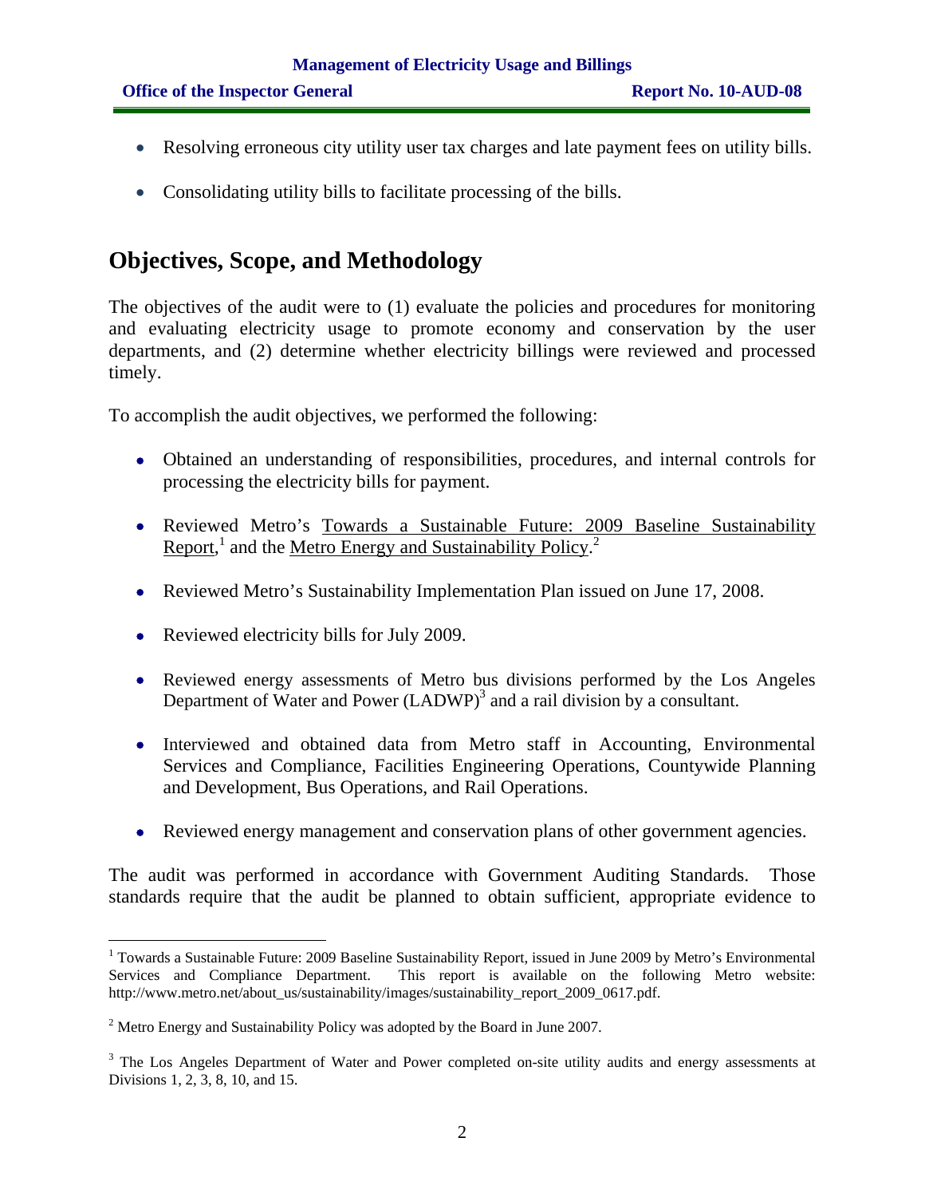- Resolving erroneous city utility user tax charges and late payment fees on utility bills.
- Consolidating utility bills to facilitate processing of the bills.

## Objectives, Scope, and Methodology

The objectives of the audit were to (1) evaluate the policies and procedures for monitoring and evaluating electricity usage to promote economy and conservation by the user departments, and (2) determine whether electricity billings were reviewed and processed timely.

To accomplish the audit objectives, we performed the following:

- Obtained an understanding of responsibilities, procedures, and internal controls for processing the electricity bills for payment.
- Reviewed Metro's Towards a Sustainable Future: 2009 Baseline Sustainability Report,[1] and the Metro Energy and Sustainability Policy.[2]
- Reviewed Metro's Sustainability Implementation Plan issued on June 17, 2008.
- Reviewed electricity bills for July 2009.
- Reviewed energy assessments of Metro bus divisions performed by the Los Angeles Department of Water and Power (LADWP)[3] and a rail division by a consultant.
- Interviewed and obtained data from Metro staff in Accounting, Environmental Services and Compliance, Facilities Engineering Operations, Countywide Planning and Development, Bus Operations, and Rail Operations.
- Reviewed energy management and conservation plans of other government agencies.

The audit was performed in accordance with Government Auditing Standards. Those standards require that the audit be planned to obtain sufficient, appropriate evidence to

---

[1] Towards a Sustainable Future: 2009 Baseline Sustainability Report, issued in June 2009 by Metro's Environmental Services and Compliance Department. This report is available on the following Metro website: http://www.metro.net/about_us/sustainability/images/sustainability_report_2009_0617.pdf.

[2] Metro Energy and Sustainability Policy was adopted by the Board in June 2007.

[3] The Los Angeles Department of Water and Power completed on-site utility audits and energy assessments at Divisions 1, 2, 3, 8, 10, and 15.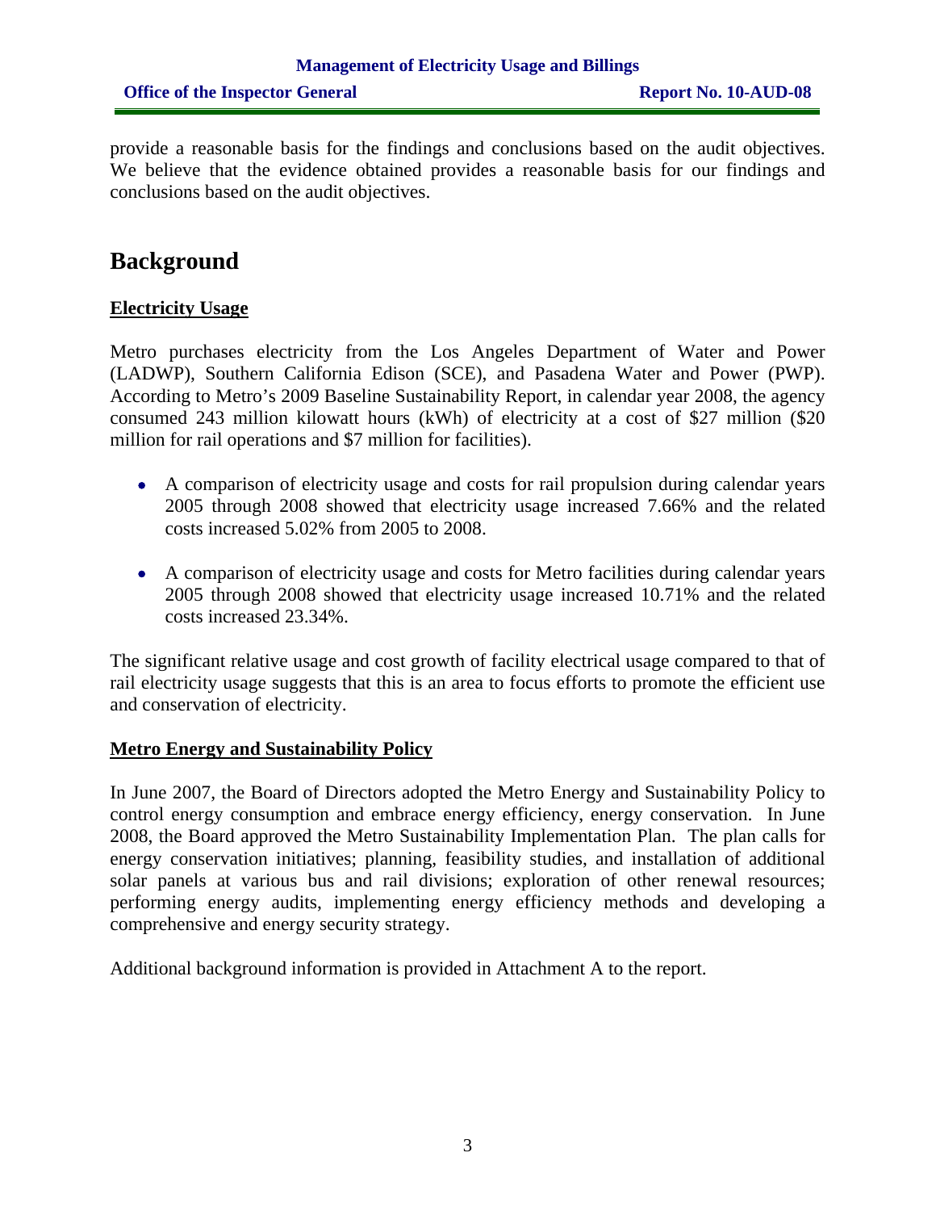provide a reasonable basis for the findings and conclusions based on the audit objectives. We believe that the evidence obtained provides a reasonable basis for our findings and conclusions based on the audit objectives.

# Background

**Electricity Usage**

Metro purchases electricity from the Los Angeles Department of Water and Power (LADWP), Southern California Edison (SCE), and Pasadena Water and Power (PWP). According to Metro's 2009 Baseline Sustainability Report, in calendar year 2008, the agency consumed 243 million kilowatt hours (kWh) of electricity at a cost of $27 million ($20 million for rail operations and $7 million for facilities).

- A comparison of electricity usage and costs for rail propulsion during calendar years 2005 through 2008 showed that electricity usage increased 7.66% and the related costs increased 5.02% from 2005 to 2008.

- A comparison of electricity usage and costs for Metro facilities during calendar years 2005 through 2008 showed that electricity usage increased 10.71% and the related costs increased 23.34%.

The significant relative usage and cost growth of facility electrical usage compared to that of rail electricity usage suggests that this is an area to focus efforts to promote the efficient use and conservation of electricity.

**Metro Energy and Sustainability Policy**

In June 2007, the Board of Directors adopted the Metro Energy and Sustainability Policy to control energy consumption and embrace energy efficiency, energy conservation. In June 2008, the Board approved the Metro Sustainability Implementation Plan. The plan calls for energy conservation initiatives; planning, feasibility studies, and installation of additional solar panels at various bus and rail divisions; exploration of other renewal resources; performing energy audits, implementing energy efficiency methods and developing a comprehensive and energy security strategy.

Additional background information is provided in Attachment A to the report.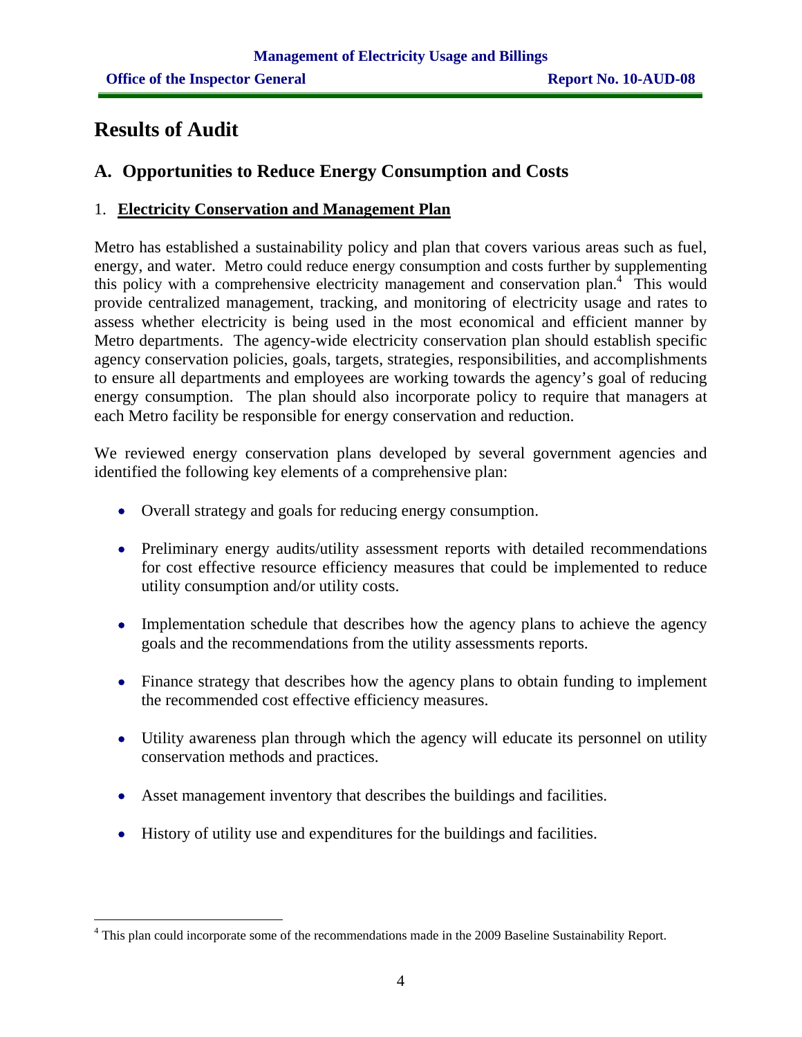# Results of Audit

## A. Opportunities to Reduce Energy Consumption and Costs

### 1. **Electricity Conservation and Management Plan**

Metro has established a sustainability policy and plan that covers various areas such as fuel, energy, and water. Metro could reduce energy consumption and costs further by supplementing this policy with a comprehensive electricity management and conservation plan.[4] This would provide centralized management, tracking, and monitoring of electricity usage and rates to assess whether electricity is being used in the most economical and efficient manner by Metro departments. The agency-wide electricity conservation plan should establish specific agency conservation policies, goals, targets, strategies, responsibilities, and accomplishments to ensure all departments and employees are working towards the agency's goal of reducing energy consumption. The plan should also incorporate policy to require that managers at each Metro facility be responsible for energy conservation and reduction.

We reviewed energy conservation plans developed by several government agencies and identified the following key elements of a comprehensive plan:

- Overall strategy and goals for reducing energy consumption.
- Preliminary energy audits/utility assessment reports with detailed recommendations for cost effective resource efficiency measures that could be implemented to reduce utility consumption and/or utility costs.
- Implementation schedule that describes how the agency plans to achieve the agency goals and the recommendations from the utility assessments reports.
- Finance strategy that describes how the agency plans to obtain funding to implement the recommended cost effective efficiency measures.
- Utility awareness plan through which the agency will educate its personnel on utility conservation methods and practices.
- Asset management inventory that describes the buildings and facilities.
- History of utility use and expenditures for the buildings and facilities.

---

[4] This plan could incorporate some of the recommendations made in the 2009 Baseline Sustainability Report.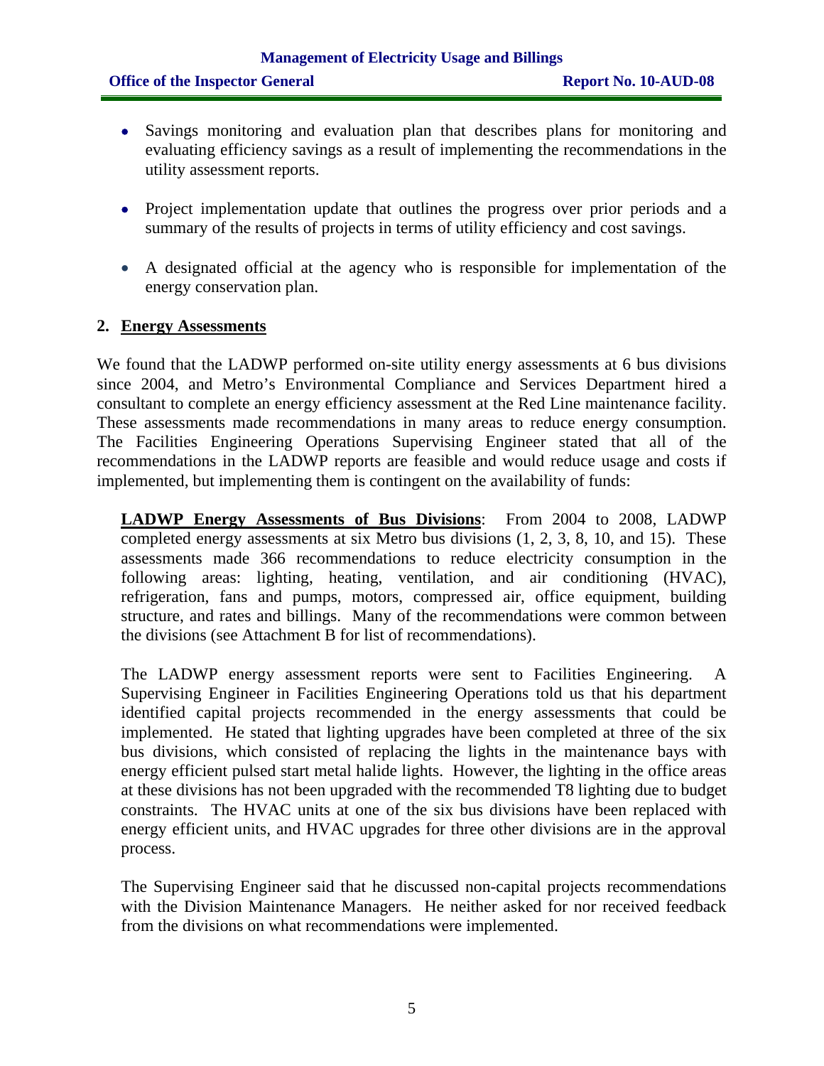- Savings monitoring and evaluation plan that describes plans for monitoring and evaluating efficiency savings as a result of implementing the recommendations in the utility assessment reports.

- Project implementation update that outlines the progress over prior periods and a summary of the results of projects in terms of utility efficiency and cost savings.

- A designated official at the agency who is responsible for implementation of the energy conservation plan.

## 2. Energy Assessments

We found that the LADWP performed on-site utility energy assessments at 6 bus divisions since 2004, and Metro's Environmental Compliance and Services Department hired a consultant to complete an energy efficiency assessment at the Red Line maintenance facility. These assessments made recommendations in many areas to reduce energy consumption. The Facilities Engineering Operations Supervising Engineer stated that all of the recommendations in the LADWP reports are feasible and would reduce usage and costs if implemented, but implementing them is contingent on the availability of funds:

> **LADWP Energy Assessments of Bus Divisions**: From 2004 to 2008, LADWP completed energy assessments at six Metro bus divisions (1, 2, 3, 8, 10, and 15). These assessments made 366 recommendations to reduce electricity consumption in the following areas: lighting, heating, ventilation, and air conditioning (HVAC), refrigeration, fans and pumps, motors, compressed air, office equipment, building structure, and rates and billings. Many of the recommendations were common between the divisions (see Attachment B for list of recommendations).
>
> The LADWP energy assessment reports were sent to Facilities Engineering. A Supervising Engineer in Facilities Engineering Operations told us that his department identified capital projects recommended in the energy assessments that could be implemented. He stated that lighting upgrades have been completed at three of the six bus divisions, which consisted of replacing the lights in the maintenance bays with energy efficient pulsed start metal halide lights. However, the lighting in the office areas at these divisions has not been upgraded with the recommended T8 lighting due to budget constraints. The HVAC units at one of the six bus divisions have been replaced with energy efficient units, and HVAC upgrades for three other divisions are in the approval process.
>
> The Supervising Engineer said that he discussed non-capital projects recommendations with the Division Maintenance Managers. He neither asked for nor received feedback from the divisions on what recommendations were implemented.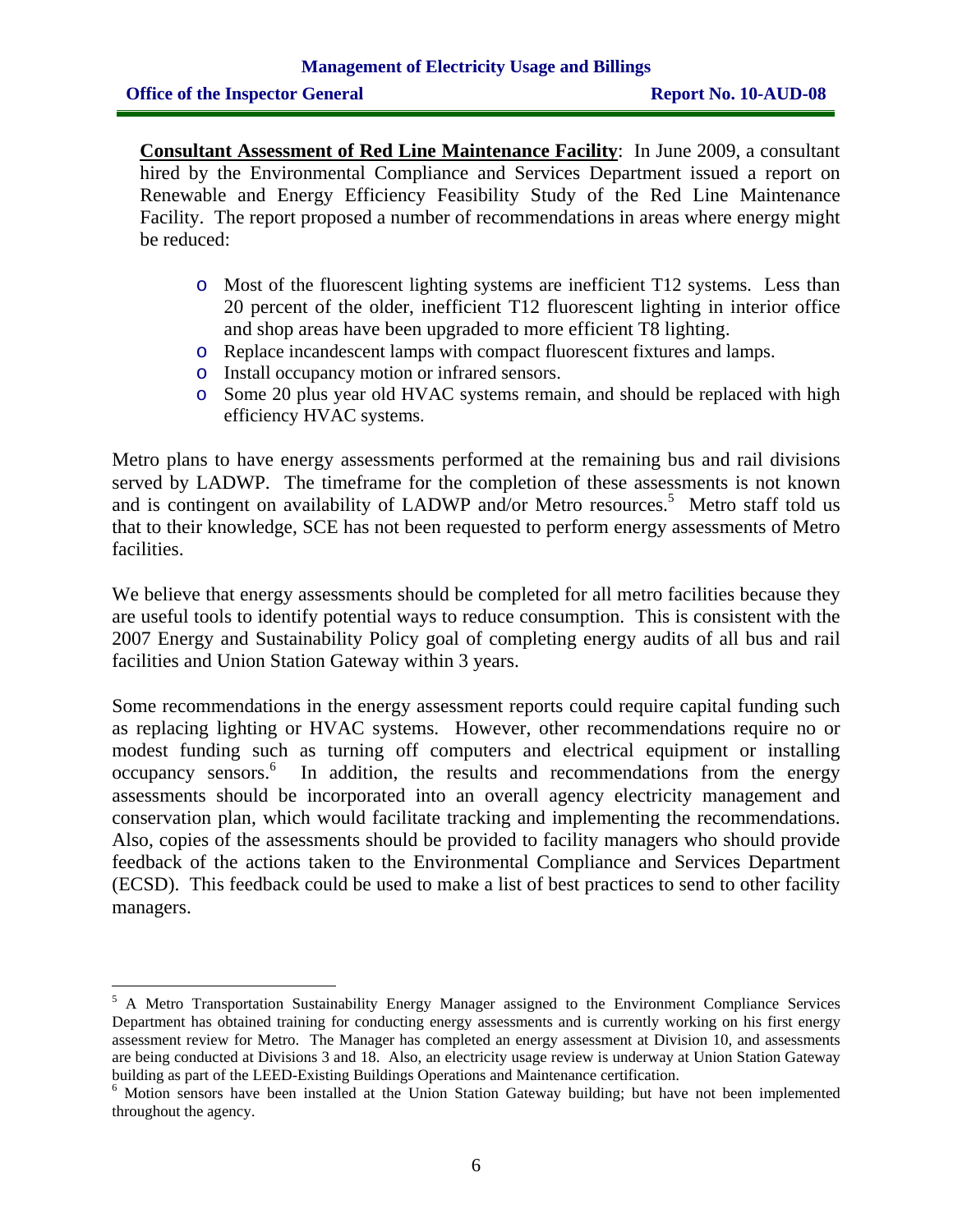**Consultant Assessment of Red Line Maintenance Facility**: In June 2009, a consultant hired by the Environmental Compliance and Services Department issued a report on Renewable and Energy Efficiency Feasibility Study of the Red Line Maintenance Facility. The report proposed a number of recommendations in areas where energy might be reduced:

- Most of the fluorescent lighting systems are inefficient T12 systems. Less than 20 percent of the older, inefficient T12 fluorescent lighting in interior office and shop areas have been upgraded to more efficient T8 lighting.
- Replace incandescent lamps with compact fluorescent fixtures and lamps.
- Install occupancy motion or infrared sensors.
- Some 20 plus year old HVAC systems remain, and should be replaced with high efficiency HVAC systems.

Metro plans to have energy assessments performed at the remaining bus and rail divisions served by LADWP. The timeframe for the completion of these assessments is not known and is contingent on availability of LADWP and/or Metro resources.[5] Metro staff told us that to their knowledge, SCE has not been requested to perform energy assessments of Metro facilities.

We believe that energy assessments should be completed for all metro facilities because they are useful tools to identify potential ways to reduce consumption. This is consistent with the 2007 Energy and Sustainability Policy goal of completing energy audits of all bus and rail facilities and Union Station Gateway within 3 years.

Some recommendations in the energy assessment reports could require capital funding such as replacing lighting or HVAC systems. However, other recommendations require no or modest funding such as turning off computers and electrical equipment or installing occupancy sensors.[6] In addition, the results and recommendations from the energy assessments should be incorporated into an overall agency electricity management and conservation plan, which would facilitate tracking and implementing the recommendations. Also, copies of the assessments should be provided to facility managers who should provide feedback of the actions taken to the Environmental Compliance and Services Department (ECSD). This feedback could be used to make a list of best practices to send to other facility managers.

---

[5] A Metro Transportation Sustainability Energy Manager assigned to the Environment Compliance Services Department has obtained training for conducting energy assessments and is currently working on his first energy assessment review for Metro. The Manager has completed an energy assessment at Division 10, and assessments are being conducted at Divisions 3 and 18. Also, an electricity usage review is underway at Union Station Gateway building as part of the LEED-Existing Buildings Operations and Maintenance certification.

[6] Motion sensors have been installed at the Union Station Gateway building; but have not been implemented throughout the agency.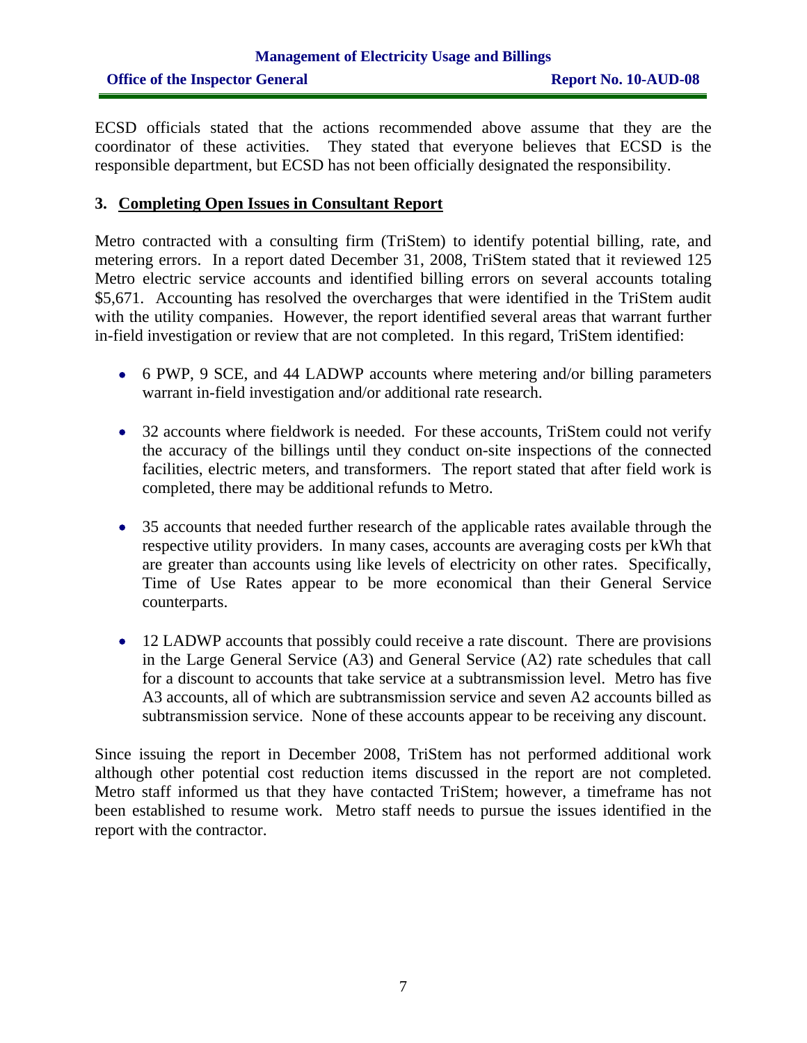ECSD officials stated that the actions recommended above assume that they are the coordinator of these activities. They stated that everyone believes that ECSD is the responsible department, but ECSD has not been officially designated the responsibility.

### 3. Completing Open Issues in Consultant Report

Metro contracted with a consulting firm (TriStem) to identify potential billing, rate, and metering errors. In a report dated December 31, 2008, TriStem stated that it reviewed 125 Metro electric service accounts and identified billing errors on several accounts totaling $5,671. Accounting has resolved the overcharges that were identified in the TriStem audit with the utility companies. However, the report identified several areas that warrant further in-field investigation or review that are not completed. In this regard, TriStem identified:

- 6 PWP, 9 SCE, and 44 LADWP accounts where metering and/or billing parameters warrant in-field investigation and/or additional rate research.
- 32 accounts where fieldwork is needed. For these accounts, TriStem could not verify the accuracy of the billings until they conduct on-site inspections of the connected facilities, electric meters, and transformers. The report stated that after field work is completed, there may be additional refunds to Metro.
- 35 accounts that needed further research of the applicable rates available through the respective utility providers. In many cases, accounts are averaging costs per kWh that are greater than accounts using like levels of electricity on other rates. Specifically, Time of Use Rates appear to be more economical than their General Service counterparts.
- 12 LADWP accounts that possibly could receive a rate discount. There are provisions in the Large General Service (A3) and General Service (A2) rate schedules that call for a discount to accounts that take service at a subtransmission level. Metro has five A3 accounts, all of which are subtransmission service and seven A2 accounts billed as subtransmission service. None of these accounts appear to be receiving any discount.

Since issuing the report in December 2008, TriStem has not performed additional work although other potential cost reduction items discussed in the report are not completed. Metro staff informed us that they have contacted TriStem; however, a timeframe has not been established to resume work. Metro staff needs to pursue the issues identified in the report with the contractor.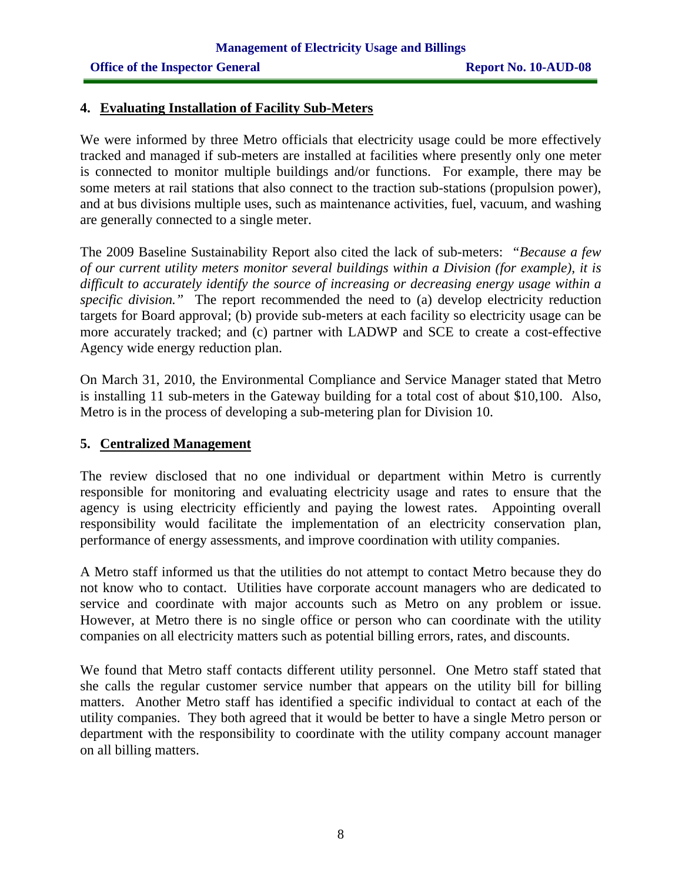## 4. Evaluating Installation of Facility Sub-Meters

We were informed by three Metro officials that electricity usage could be more effectively tracked and managed if sub-meters are installed at facilities where presently only one meter is connected to monitor multiple buildings and/or functions. For example, there may be some meters at rail stations that also connect to the traction sub-stations (propulsion power), and at bus divisions multiple uses, such as maintenance activities, fuel, vacuum, and washing are generally connected to a single meter.

The 2009 Baseline Sustainability Report also cited the lack of sub-meters: "*Because a few of our current utility meters monitor several buildings within a Division (for example), it is difficult to accurately identify the source of increasing or decreasing energy usage within a specific division.*" The report recommended the need to (a) develop electricity reduction targets for Board approval; (b) provide sub-meters at each facility so electricity usage can be more accurately tracked; and (c) partner with LADWP and SCE to create a cost-effective Agency wide energy reduction plan.

On March 31, 2010, the Environmental Compliance and Service Manager stated that Metro is installing 11 sub-meters in the Gateway building for a total cost of about $10,100. Also, Metro is in the process of developing a sub-metering plan for Division 10.

## 5. Centralized Management

The review disclosed that no one individual or department within Metro is currently responsible for monitoring and evaluating electricity usage and rates to ensure that the agency is using electricity efficiently and paying the lowest rates. Appointing overall responsibility would facilitate the implementation of an electricity conservation plan, performance of energy assessments, and improve coordination with utility companies.

A Metro staff informed us that the utilities do not attempt to contact Metro because they do not know who to contact. Utilities have corporate account managers who are dedicated to service and coordinate with major accounts such as Metro on any problem or issue. However, at Metro there is no single office or person who can coordinate with the utility companies on all electricity matters such as potential billing errors, rates, and discounts.

We found that Metro staff contacts different utility personnel. One Metro staff stated that she calls the regular customer service number that appears on the utility bill for billing matters. Another Metro staff has identified a specific individual to contact at each of the utility companies. They both agreed that it would be better to have a single Metro person or department with the responsibility to coordinate with the utility company account manager on all billing matters.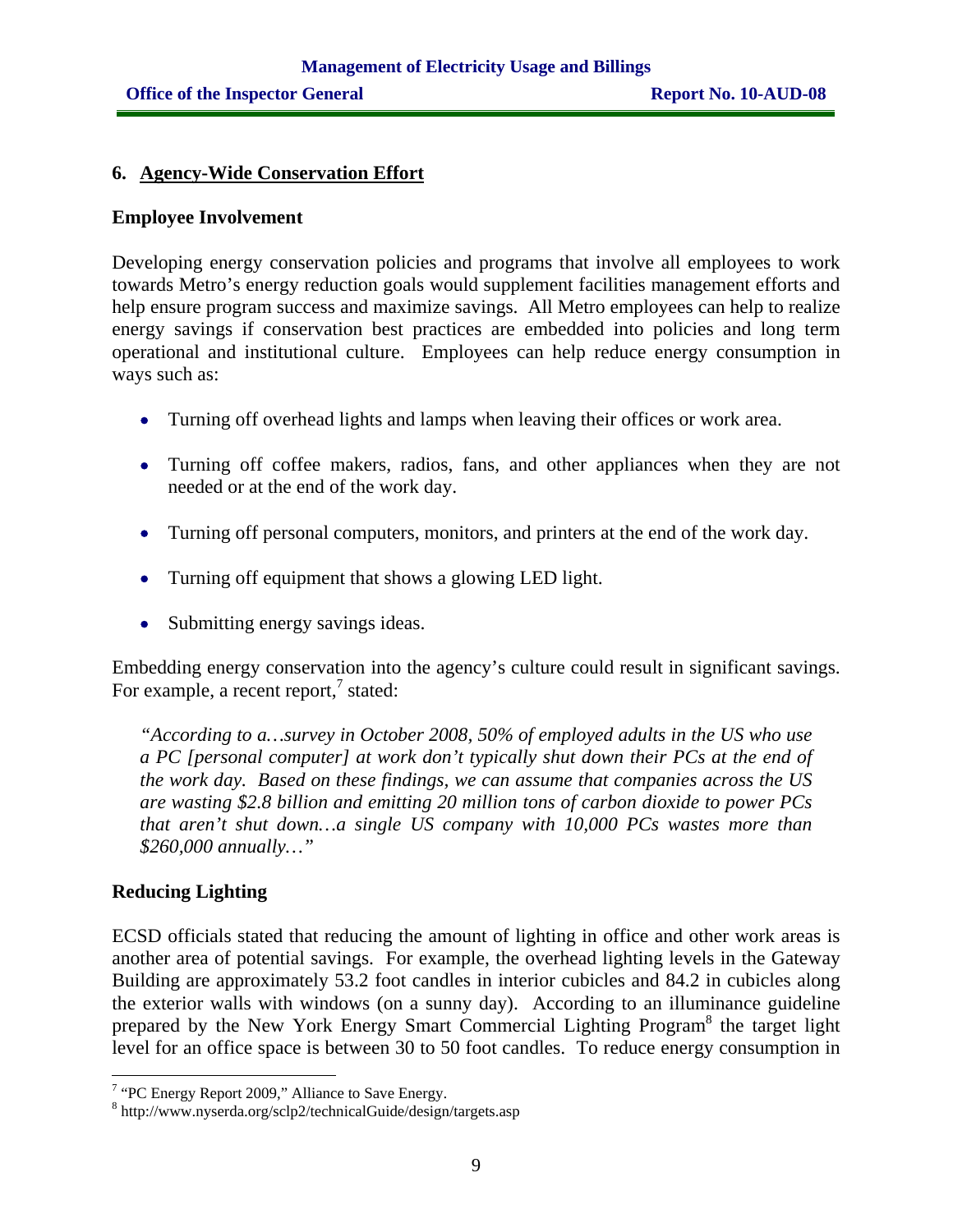## 6. Agency-Wide Conservation Effort

### Employee Involvement

Developing energy conservation policies and programs that involve all employees to work towards Metro's energy reduction goals would supplement facilities management efforts and help ensure program success and maximize savings. All Metro employees can help to realize energy savings if conservation best practices are embedded into policies and long term operational and institutional culture. Employees can help reduce energy consumption in ways such as:

- Turning off overhead lights and lamps when leaving their offices or work area.
- Turning off coffee makers, radios, fans, and other appliances when they are not needed or at the end of the work day.
- Turning off personal computers, monitors, and printers at the end of the work day.
- Turning off equipment that shows a glowing LED light.
- Submitting energy savings ideas.

Embedding energy conservation into the agency's culture could result in significant savings. For example, a recent report,[7] stated:

> *"According to a…survey in October 2008, 50% of employed adults in the US who use a PC [personal computer] at work don't typically shut down their PCs at the end of the work day. Based on these findings, we can assume that companies across the US are wasting $2.8 billion and emitting 20 million tons of carbon dioxide to power PCs that aren't shut down…a single US company with 10,000 PCs wastes more than $260,000 annually…"*

### Reducing Lighting

ECSD officials stated that reducing the amount of lighting in office and other work areas is another area of potential savings. For example, the overhead lighting levels in the Gateway Building are approximately 53.2 foot candles in interior cubicles and 84.2 in cubicles along the exterior walls with windows (on a sunny day). According to an illuminance guideline prepared by the New York Energy Smart Commercial Lighting Program[8] the target light level for an office space is between 30 to 50 foot candles. To reduce energy consumption in

---

[7] "PC Energy Report 2009," Alliance to Save Energy.

[8] http://www.nyserda.org/sclp2/technicalGuide/design/targets.asp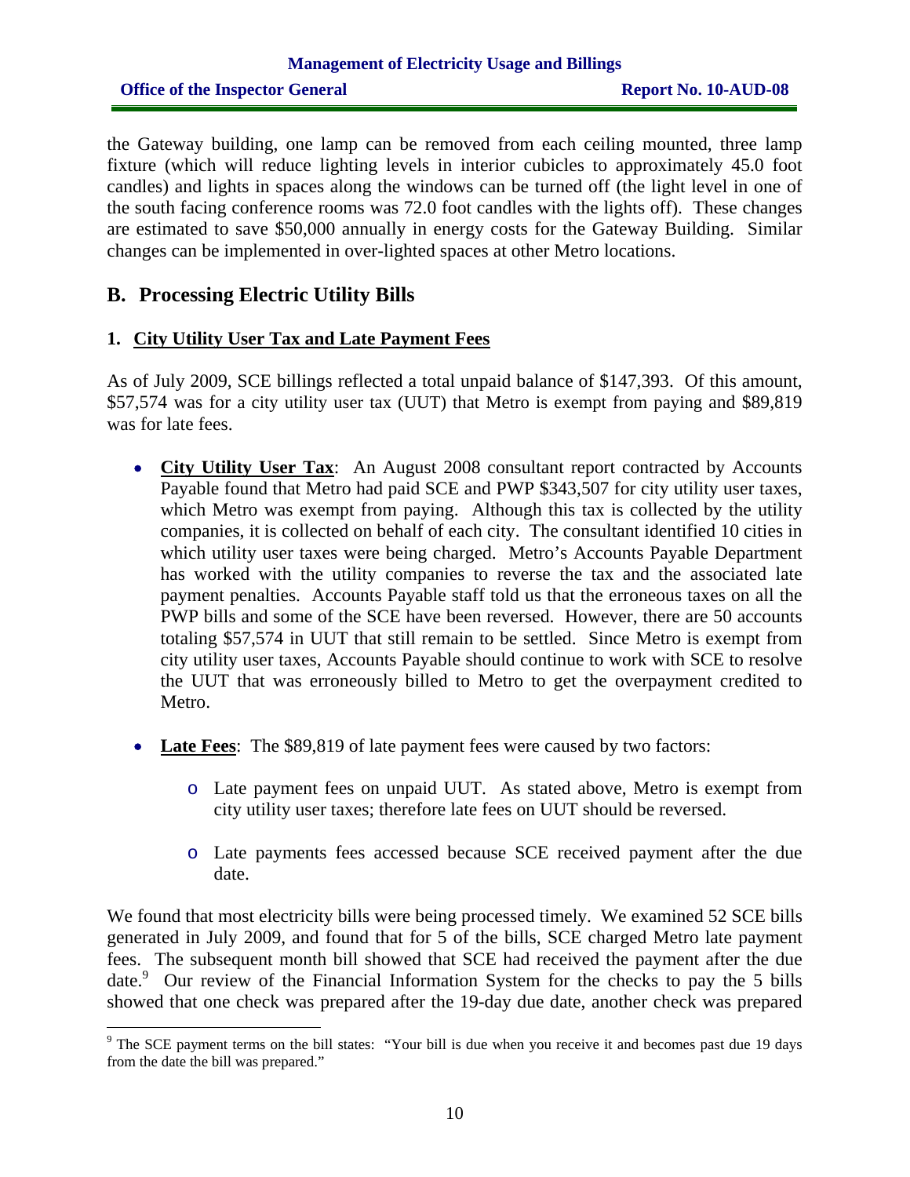the Gateway building, one lamp can be removed from each ceiling mounted, three lamp fixture (which will reduce lighting levels in interior cubicles to approximately 45.0 foot candles) and lights in spaces along the windows can be turned off (the light level in one of the south facing conference rooms was 72.0 foot candles with the lights off). These changes are estimated to save $50,000 annually in energy costs for the Gateway Building. Similar changes can be implemented in over-lighted spaces at other Metro locations.

## B. Processing Electric Utility Bills

### 1. City Utility User Tax and Late Payment Fees

As of July 2009, SCE billings reflected a total unpaid balance of $147,393. Of this amount, $57,574 was for a city utility user tax (UUT) that Metro is exempt from paying and $89,819 was for late fees.

- **City Utility User Tax**: An August 2008 consultant report contracted by Accounts Payable found that Metro had paid SCE and PWP $343,507 for city utility user taxes, which Metro was exempt from paying. Although this tax is collected by the utility companies, it is collected on behalf of each city. The consultant identified 10 cities in which utility user taxes were being charged. Metro's Accounts Payable Department has worked with the utility companies to reverse the tax and the associated late payment penalties. Accounts Payable staff told us that the erroneous taxes on all the PWP bills and some of the SCE have been reversed. However, there are 50 accounts totaling $57,574 in UUT that still remain to be settled. Since Metro is exempt from city utility user taxes, Accounts Payable should continue to work with SCE to resolve the UUT that was erroneously billed to Metro to get the overpayment credited to Metro.

- **Late Fees**: The $89,819 of late payment fees were caused by two factors:

    - Late payment fees on unpaid UUT. As stated above, Metro is exempt from city utility user taxes; therefore late fees on UUT should be reversed.

    - Late payments fees accessed because SCE received payment after the due date.

We found that most electricity bills were being processed timely. We examined 52 SCE bills generated in July 2009, and found that for 5 of the bills, SCE charged Metro late payment fees. The subsequent month bill showed that SCE had received the payment after the due date.[9] Our review of the Financial Information System for the checks to pay the 5 bills showed that one check was prepared after the 19-day due date, another check was prepared

[9] The SCE payment terms on the bill states: "Your bill is due when you receive it and becomes past due 19 days from the date the bill was prepared."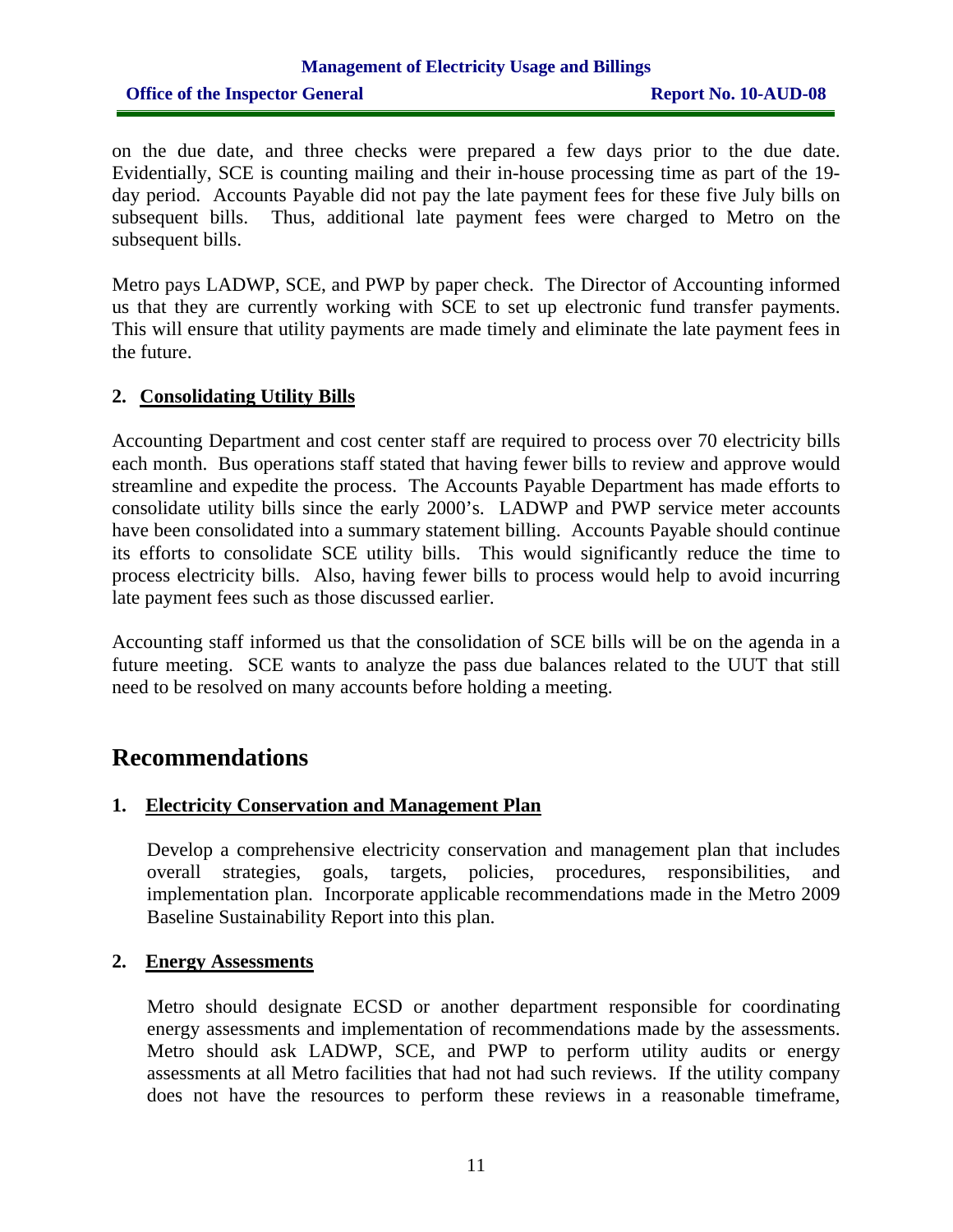on the due date, and three checks were prepared a few days prior to the due date. Evidentially, SCE is counting mailing and their in-house processing time as part of the 19-day period. Accounts Payable did not pay the late payment fees for these five July bills on subsequent bills. Thus, additional late payment fees were charged to Metro on the subsequent bills.

Metro pays LADWP, SCE, and PWP by paper check. The Director of Accounting informed us that they are currently working with SCE to set up electronic fund transfer payments. This will ensure that utility payments are made timely and eliminate the late payment fees in the future.

### 2. Consolidating Utility Bills

Accounting Department and cost center staff are required to process over 70 electricity bills each month. Bus operations staff stated that having fewer bills to review and approve would streamline and expedite the process. The Accounts Payable Department has made efforts to consolidate utility bills since the early 2000's. LADWP and PWP service meter accounts have been consolidated into a summary statement billing. Accounts Payable should continue its efforts to consolidate SCE utility bills. This would significantly reduce the time to process electricity bills. Also, having fewer bills to process would help to avoid incurring late payment fees such as those discussed earlier.

Accounting staff informed us that the consolidation of SCE bills will be on the agenda in a future meeting. SCE wants to analyze the pass due balances related to the UUT that still need to be resolved on many accounts before holding a meeting.

## Recommendations

### 1. Electricity Conservation and Management Plan

Develop a comprehensive electricity conservation and management plan that includes overall strategies, goals, targets, policies, procedures, responsibilities, and implementation plan. Incorporate applicable recommendations made in the Metro 2009 Baseline Sustainability Report into this plan.

### 2. Energy Assessments

Metro should designate ECSD or another department responsible for coordinating energy assessments and implementation of recommendations made by the assessments. Metro should ask LADWP, SCE, and PWP to perform utility audits or energy assessments at all Metro facilities that had not had such reviews. If the utility company does not have the resources to perform these reviews in a reasonable timeframe,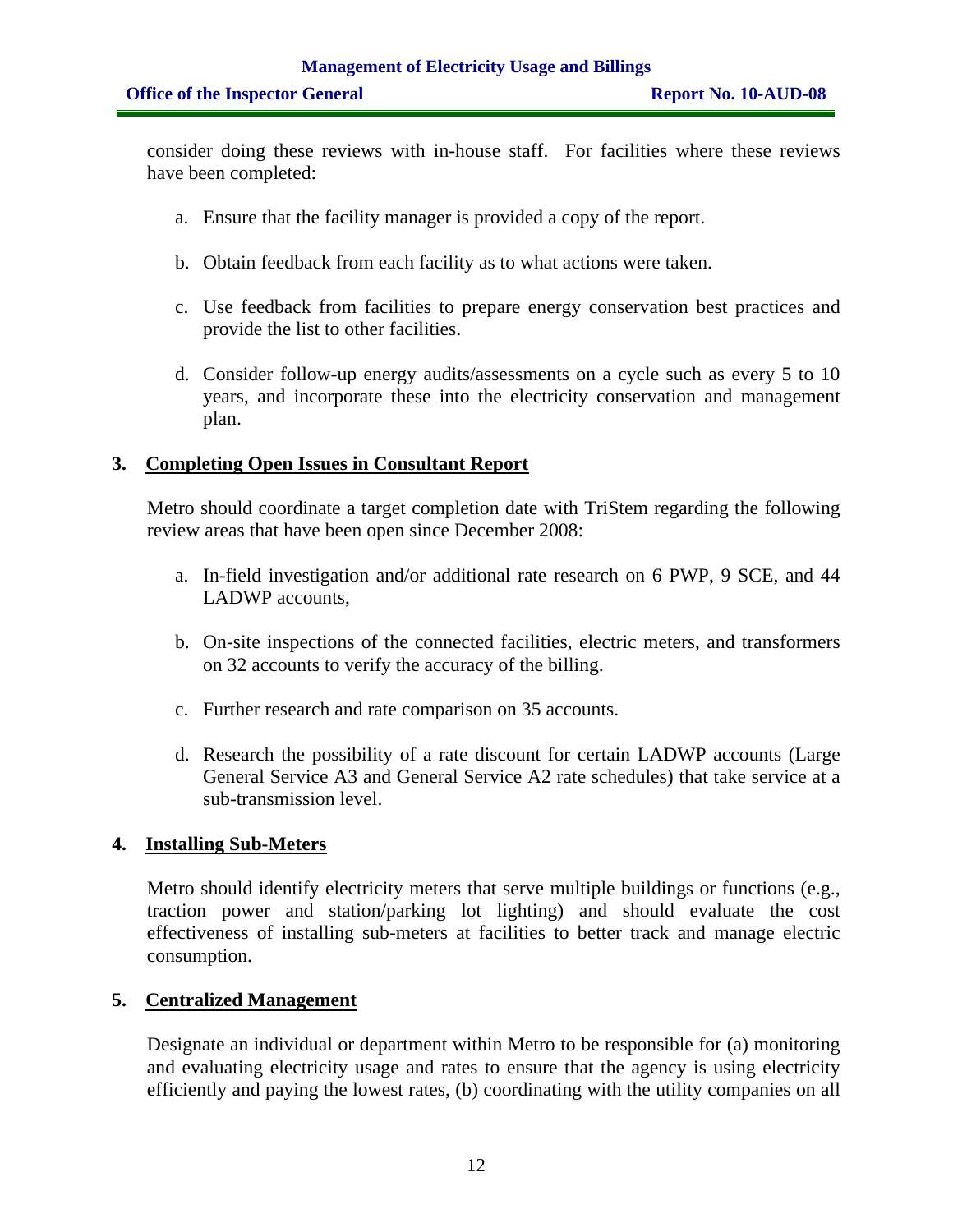consider doing these reviews with in-house staff. For facilities where these reviews have been completed:

a. Ensure that the facility manager is provided a copy of the report.

b. Obtain feedback from each facility as to what actions were taken.

c. Use feedback from facilities to prepare energy conservation best practices and provide the list to other facilities.

d. Consider follow-up energy audits/assessments on a cycle such as every 5 to 10 years, and incorporate these into the electricity conservation and management plan.

## 3. Completing Open Issues in Consultant Report

Metro should coordinate a target completion date with TriStem regarding the following review areas that have been open since December 2008:

a. In-field investigation and/or additional rate research on 6 PWP, 9 SCE, and 44 LADWP accounts,

b. On-site inspections of the connected facilities, electric meters, and transformers on 32 accounts to verify the accuracy of the billing.

c. Further research and rate comparison on 35 accounts.

d. Research the possibility of a rate discount for certain LADWP accounts (Large General Service A3 and General Service A2 rate schedules) that take service at a sub-transmission level.

## 4. Installing Sub-Meters

Metro should identify electricity meters that serve multiple buildings or functions (e.g., traction power and station/parking lot lighting) and should evaluate the cost effectiveness of installing sub-meters at facilities to better track and manage electric consumption.

## 5. Centralized Management

Designate an individual or department within Metro to be responsible for (a) monitoring and evaluating electricity usage and rates to ensure that the agency is using electricity efficiently and paying the lowest rates, (b) coordinating with the utility companies on all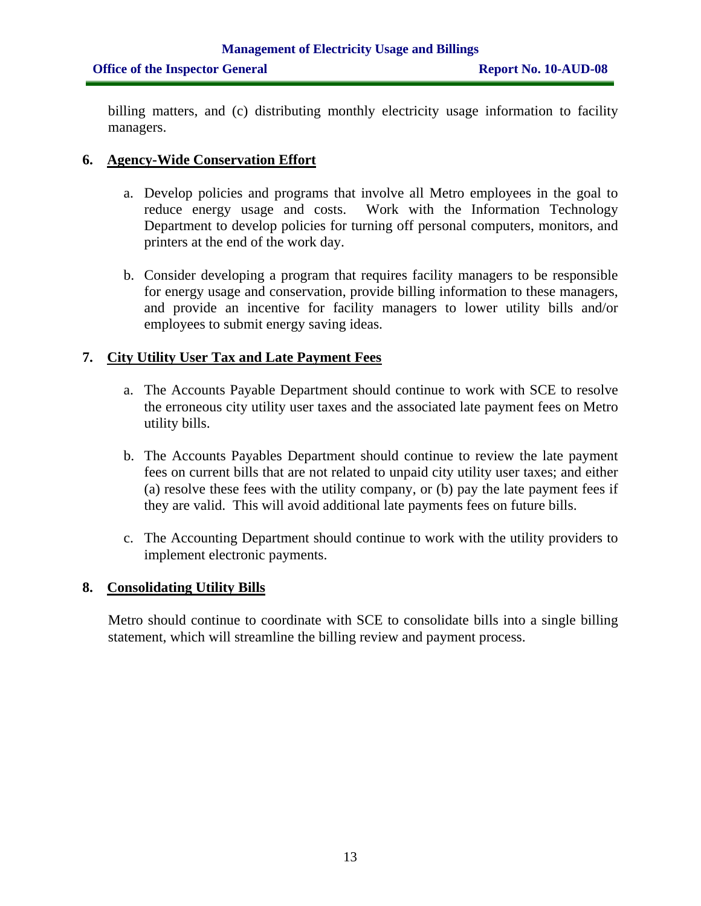billing matters, and (c) distributing monthly electricity usage information to facility managers.

## 6. Agency-Wide Conservation Effort

a. Develop policies and programs that involve all Metro employees in the goal to reduce energy usage and costs. Work with the Information Technology Department to develop policies for turning off personal computers, monitors, and printers at the end of the work day.

b. Consider developing a program that requires facility managers to be responsible for energy usage and conservation, provide billing information to these managers, and provide an incentive for facility managers to lower utility bills and/or employees to submit energy saving ideas.

## 7. City Utility User Tax and Late Payment Fees

a. The Accounts Payable Department should continue to work with SCE to resolve the erroneous city utility user taxes and the associated late payment fees on Metro utility bills.

b. The Accounts Payables Department should continue to review the late payment fees on current bills that are not related to unpaid city utility user taxes; and either (a) resolve these fees with the utility company, or (b) pay the late payment fees if they are valid. This will avoid additional late payments fees on future bills.

c. The Accounting Department should continue to work with the utility providers to implement electronic payments.

## 8. Consolidating Utility Bills

Metro should continue to coordinate with SCE to consolidate bills into a single billing statement, which will streamline the billing review and payment process.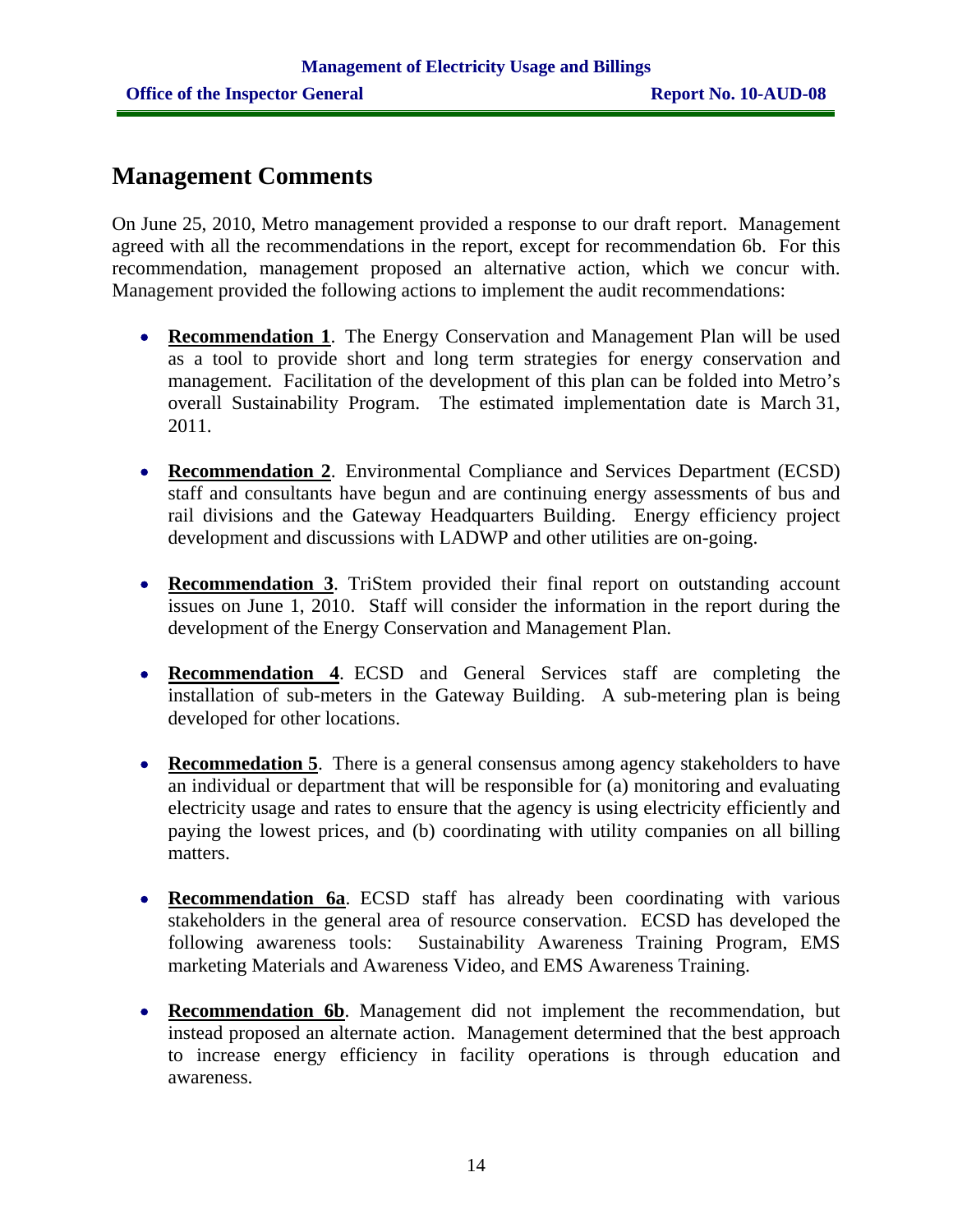## Management Comments

On June 25, 2010, Metro management provided a response to our draft report. Management agreed with all the recommendations in the report, except for recommendation 6b. For this recommendation, management proposed an alternative action, which we concur with. Management provided the following actions to implement the audit recommendations:

- **Recommendation 1**. The Energy Conservation and Management Plan will be used as a tool to provide short and long term strategies for energy conservation and management. Facilitation of the development of this plan can be folded into Metro's overall Sustainability Program. The estimated implementation date is March 31, 2011.

- **Recommendation 2**. Environmental Compliance and Services Department (ECSD) staff and consultants have begun and are continuing energy assessments of bus and rail divisions and the Gateway Headquarters Building. Energy efficiency project development and discussions with LADWP and other utilities are on-going.

- **Recommendation 3**. TriStem provided their final report on outstanding account issues on June 1, 2010. Staff will consider the information in the report during the development of the Energy Conservation and Management Plan.

- **Recommendation 4**. ECSD and General Services staff are completing the installation of sub-meters in the Gateway Building. A sub-metering plan is being developed for other locations.

- **Recommedation 5**. There is a general consensus among agency stakeholders to have an individual or department that will be responsible for (a) monitoring and evaluating electricity usage and rates to ensure that the agency is using electricity efficiently and paying the lowest prices, and (b) coordinating with utility companies on all billing matters.

- **Recommendation 6a**. ECSD staff has already been coordinating with various stakeholders in the general area of resource conservation. ECSD has developed the following awareness tools: Sustainability Awareness Training Program, EMS marketing Materials and Awareness Video, and EMS Awareness Training.

- **Recommendation 6b**. Management did not implement the recommendation, but instead proposed an alternate action. Management determined that the best approach to increase energy efficiency in facility operations is through education and awareness.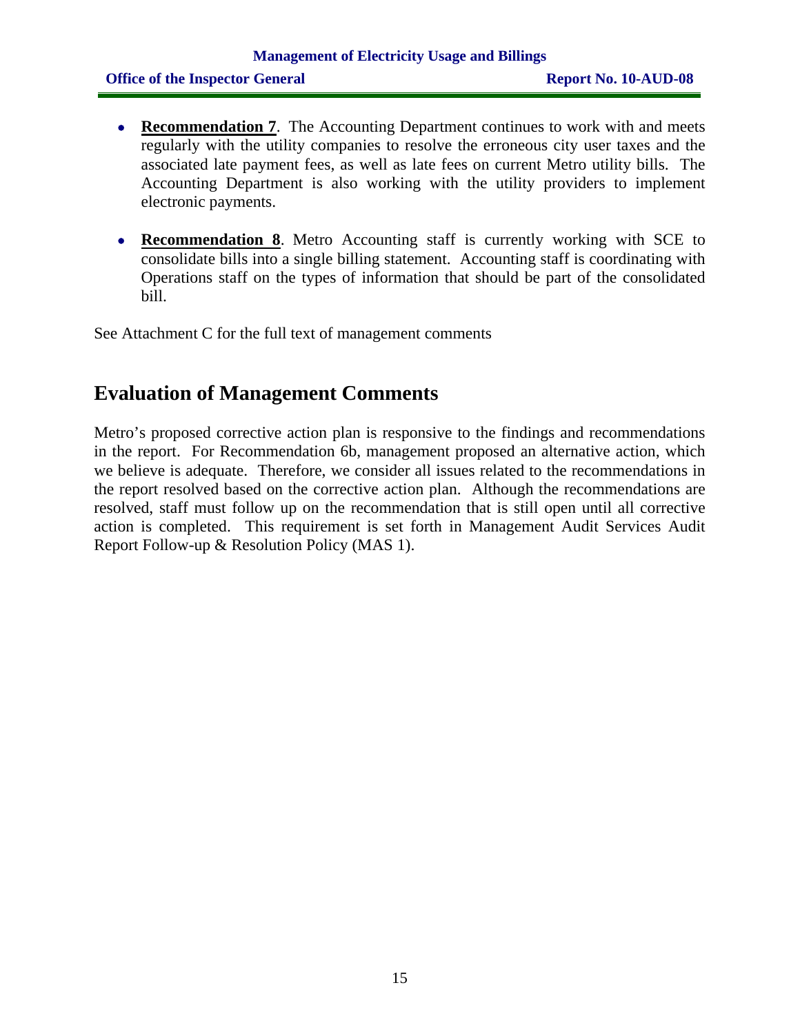- **Recommendation 7**. The Accounting Department continues to work with and meets regularly with the utility companies to resolve the erroneous city user taxes and the associated late payment fees, as well as late fees on current Metro utility bills. The Accounting Department is also working with the utility providers to implement electronic payments.

- **Recommendation 8**. Metro Accounting staff is currently working with SCE to consolidate bills into a single billing statement. Accounting staff is coordinating with Operations staff on the types of information that should be part of the consolidated bill.

See Attachment C for the full text of management comments

## Evaluation of Management Comments

Metro's proposed corrective action plan is responsive to the findings and recommendations in the report. For Recommendation 6b, management proposed an alternative action, which we believe is adequate. Therefore, we consider all issues related to the recommendations in the report resolved based on the corrective action plan. Although the recommendations are resolved, staff must follow up on the recommendation that is still open until all corrective action is completed. This requirement is set forth in Management Audit Services Audit Report Follow-up & Resolution Policy (MAS 1).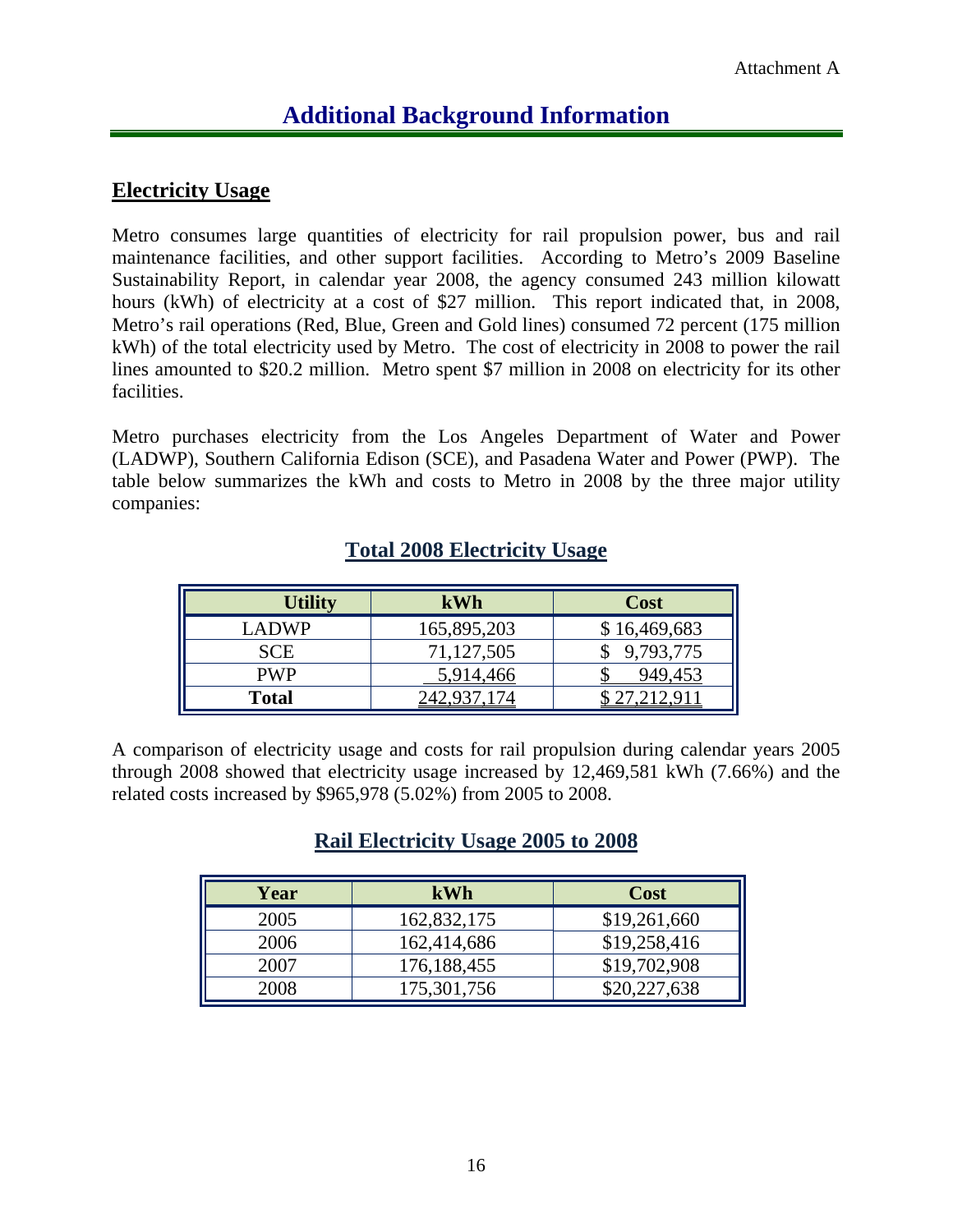Attachment A

# Additional Background Information

## Electricity Usage

Metro consumes large quantities of electricity for rail propulsion power, bus and rail maintenance facilities, and other support facilities. According to Metro's 2009 Baseline Sustainability Report, in calendar year 2008, the agency consumed 243 million kilowatt hours (kWh) of electricity at a cost of $27 million. This report indicated that, in 2008, Metro's rail operations (Red, Blue, Green and Gold lines) consumed 72 percent (175 million kWh) of the total electricity used by Metro. The cost of electricity in 2008 to power the rail lines amounted to $20.2 million. Metro spent $7 million in 2008 on electricity for its other facilities.

Metro purchases electricity from the Los Angeles Department of Water and Power (LADWP), Southern California Edison (SCE), and Pasadena Water and Power (PWP). The table below summarizes the kWh and costs to Metro in 2008 by the three major utility companies:

### Total 2008 Electricity Usage

| Utility | kWh | Cost |
|---|---|---|
| LADWP | 165,895,203 | $ 16,469,683 |
| SCE | 71,127,505 | $ 9,793,775 |
| PWP | 5,914,466 | $ 949,453 |
| **Total** | 242,937,174 | $ 27,212,911 |

A comparison of electricity usage and costs for rail propulsion during calendar years 2005 through 2008 showed that electricity usage increased by 12,469,581 kWh (7.66%) and the related costs increased by $965,978 (5.02%) from 2005 to 2008.

### Rail Electricity Usage 2005 to 2008

| Year | kWh | Cost |
|---|---|---|
| 2005 | 162,832,175 | $19,261,660 |
| 2006 | 162,414,686 | $19,258,416 |
| 2007 | 176,188,455 | $19,702,908 |
| 2008 | 175,301,756 | $20,227,638 |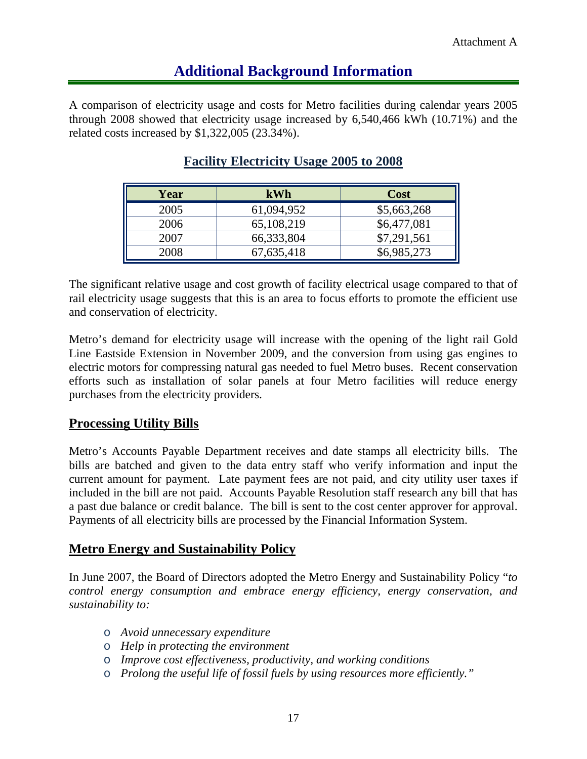Attachment A

# Additional Background Information

A comparison of electricity usage and costs for Metro facilities during calendar years 2005 through 2008 showed that electricity usage increased by 6,540,466 kWh (10.71%) and the related costs increased by $1,322,005 (23.34%).

## Facility Electricity Usage 2005 to 2008

| Year | kWh | Cost |
|---|---|---|
| 2005 | 61,094,952 | $5,663,268 |
| 2006 | 65,108,219 | $6,477,081 |
| 2007 | 66,333,804 | $7,291,561 |
| 2008 | 67,635,418 | $6,985,273 |

The significant relative usage and cost growth of facility electrical usage compared to that of rail electricity usage suggests that this is an area to focus efforts to promote the efficient use and conservation of electricity.

Metro's demand for electricity usage will increase with the opening of the light rail Gold Line Eastside Extension in November 2009, and the conversion from using gas engines to electric motors for compressing natural gas needed to fuel Metro buses. Recent conservation efforts such as installation of solar panels at four Metro facilities will reduce energy purchases from the electricity providers.

## Processing Utility Bills

Metro's Accounts Payable Department receives and date stamps all electricity bills. The bills are batched and given to the data entry staff who verify information and input the current amount for payment. Late payment fees are not paid, and city utility user taxes if included in the bill are not paid. Accounts Payable Resolution staff research any bill that has a past due balance or credit balance. The bill is sent to the cost center approver for approval. Payments of all electricity bills are processed by the Financial Information System.

## Metro Energy and Sustainability Policy

In June 2007, the Board of Directors adopted the Metro Energy and Sustainability Policy "*to control energy consumption and embrace energy efficiency, energy conservation, and sustainability to:*

- *Avoid unnecessary expenditure*
- *Help in protecting the environment*
- *Improve cost effectiveness, productivity, and working conditions*
- *Prolong the useful life of fossil fuels by using resources more efficiently."*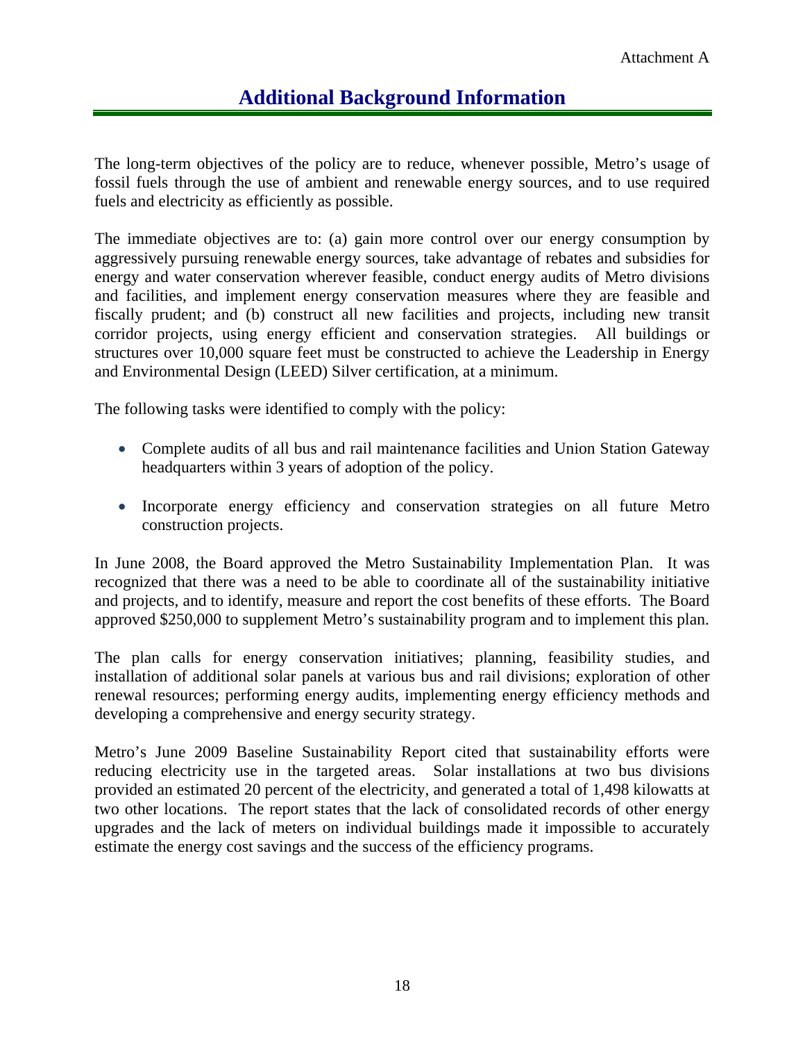Attachment A

# Additional Background Information

The long-term objectives of the policy are to reduce, whenever possible, Metro's usage of fossil fuels through the use of ambient and renewable energy sources, and to use required fuels and electricity as efficiently as possible.

The immediate objectives are to: (a) gain more control over our energy consumption by aggressively pursuing renewable energy sources, take advantage of rebates and subsidies for energy and water conservation wherever feasible, conduct energy audits of Metro divisions and facilities, and implement energy conservation measures where they are feasible and fiscally prudent; and (b) construct all new facilities and projects, including new transit corridor projects, using energy efficient and conservation strategies. All buildings or structures over 10,000 square feet must be constructed to achieve the Leadership in Energy and Environmental Design (LEED) Silver certification, at a minimum.

The following tasks were identified to comply with the policy:

- Complete audits of all bus and rail maintenance facilities and Union Station Gateway headquarters within 3 years of adoption of the policy.
- Incorporate energy efficiency and conservation strategies on all future Metro construction projects.

In June 2008, the Board approved the Metro Sustainability Implementation Plan. It was recognized that there was a need to be able to coordinate all of the sustainability initiative and projects, and to identify, measure and report the cost benefits of these efforts. The Board approved $250,000 to supplement Metro's sustainability program and to implement this plan.

The plan calls for energy conservation initiatives; planning, feasibility studies, and installation of additional solar panels at various bus and rail divisions; exploration of other renewal resources; performing energy audits, implementing energy efficiency methods and developing a comprehensive and energy security strategy.

Metro's June 2009 Baseline Sustainability Report cited that sustainability efforts were reducing electricity use in the targeted areas. Solar installations at two bus divisions provided an estimated 20 percent of the electricity, and generated a total of 1,498 kilowatts at two other locations. The report states that the lack of consolidated records of other energy upgrades and the lack of meters on individual buildings made it impossible to accurately estimate the energy cost savings and the success of the efficiency programs.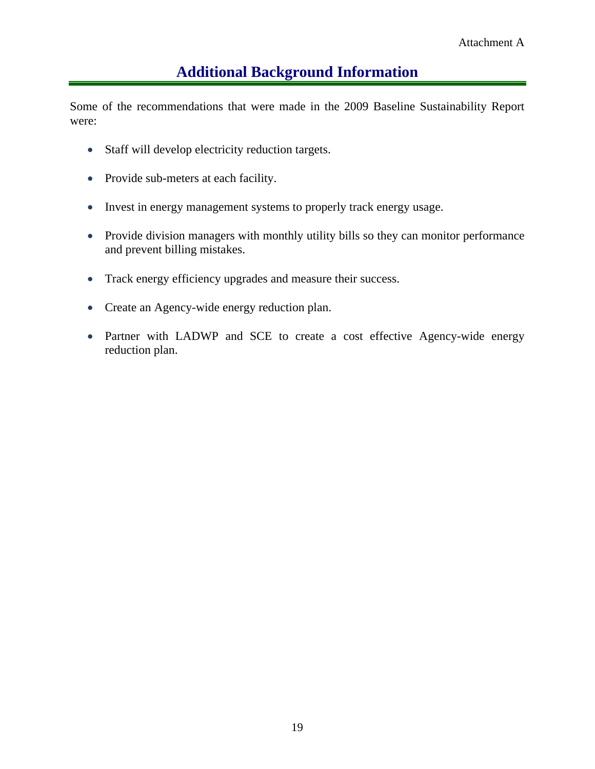Attachment A

# Additional Background Information

Some of the recommendations that were made in the 2009 Baseline Sustainability Report were:

- Staff will develop electricity reduction targets.
- Provide sub-meters at each facility.
- Invest in energy management systems to properly track energy usage.
- Provide division managers with monthly utility bills so they can monitor performance and prevent billing mistakes.
- Track energy efficiency upgrades and measure their success.
- Create an Agency-wide energy reduction plan.
- Partner with LADWP and SCE to create a cost effective Agency-wide energy reduction plan.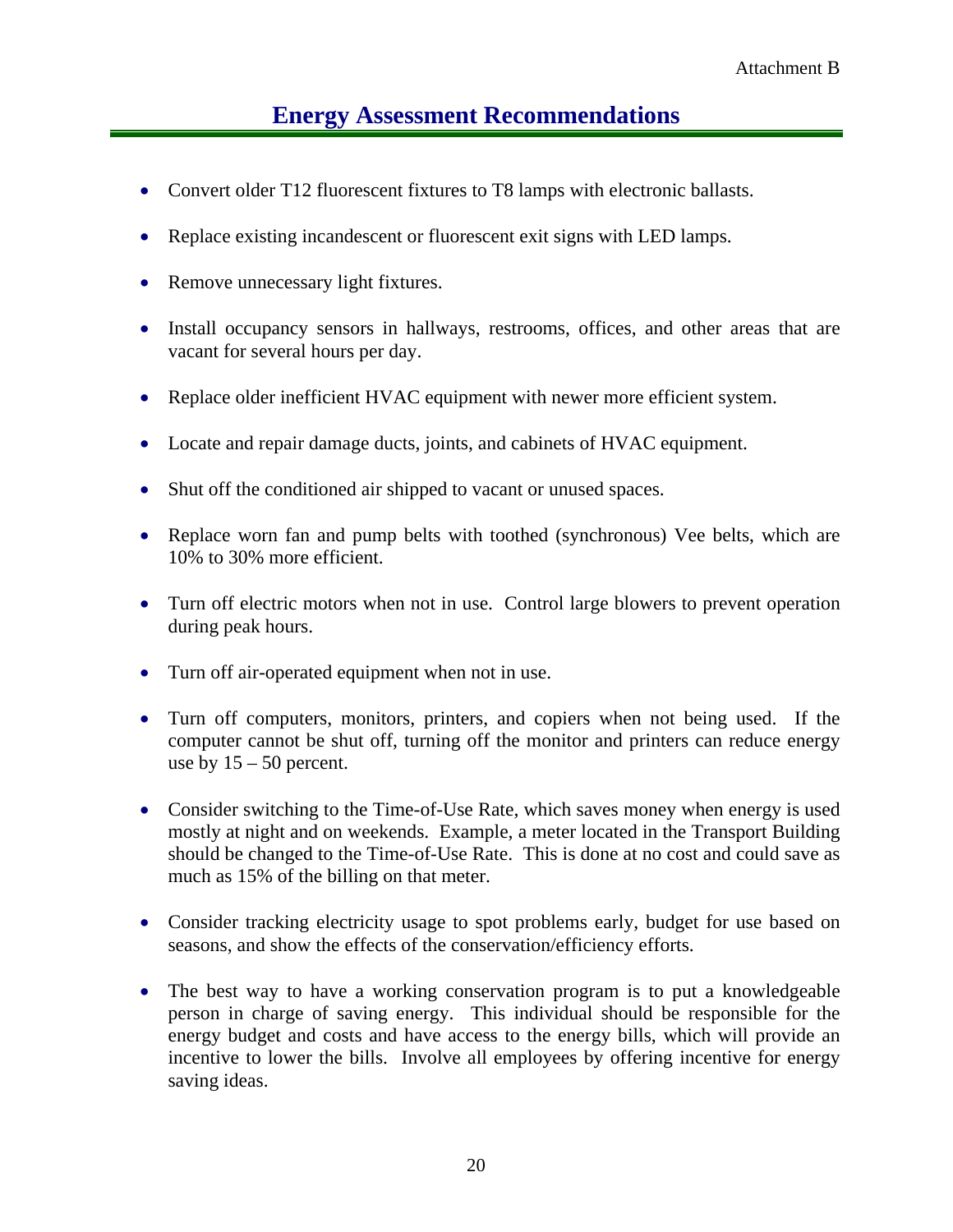Attachment B

# Energy Assessment Recommendations

- Convert older T12 fluorescent fixtures to T8 lamps with electronic ballasts.
- Replace existing incandescent or fluorescent exit signs with LED lamps.
- Remove unnecessary light fixtures.
- Install occupancy sensors in hallways, restrooms, offices, and other areas that are vacant for several hours per day.
- Replace older inefficient HVAC equipment with newer more efficient system.
- Locate and repair damage ducts, joints, and cabinets of HVAC equipment.
- Shut off the conditioned air shipped to vacant or unused spaces.
- Replace worn fan and pump belts with toothed (synchronous) Vee belts, which are 10% to 30% more efficient.
- Turn off electric motors when not in use. Control large blowers to prevent operation during peak hours.
- Turn off air-operated equipment when not in use.
- Turn off computers, monitors, printers, and copiers when not being used. If the computer cannot be shut off, turning off the monitor and printers can reduce energy use by 15 – 50 percent.
- Consider switching to the Time-of-Use Rate, which saves money when energy is used mostly at night and on weekends. Example, a meter located in the Transport Building should be changed to the Time-of-Use Rate. This is done at no cost and could save as much as 15% of the billing on that meter.
- Consider tracking electricity usage to spot problems early, budget for use based on seasons, and show the effects of the conservation/efficiency efforts.
- The best way to have a working conservation program is to put a knowledgeable person in charge of saving energy. This individual should be responsible for the energy budget and costs and have access to the energy bills, which will provide an incentive to lower the bills. Involve all employees by offering incentive for energy saving ideas.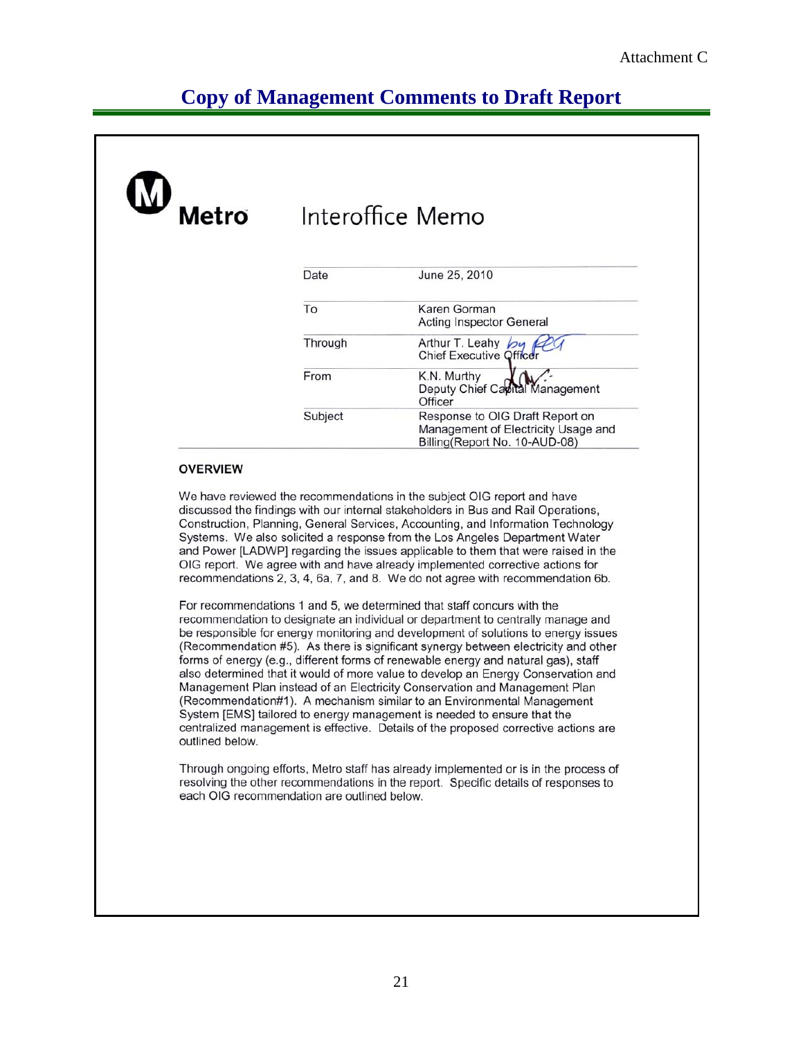Attachment C

# Copy of Management Comments to Draft Report

**Metro** Interoffice Memo

| | |
|---|---|
| Date | June 25, 2010 |
| To | Karen Gorman<br>Acting Inspector General |
| Through | Arthur T. Leahy *by* <br>Chief Executive Officer |
| From | K.N. Murthy<br>Deputy Chief Capital Management Officer |
| Subject | Response to OIG Draft Report on Management of Electricity Usage and Billing(Report No. 10-AUD-08) |

**OVERVIEW**

We have reviewed the recommendations in the subject OIG report and have discussed the findings with our internal stakeholders in Bus and Rail Operations, Construction, Planning, General Services, Accounting, and Information Technology Systems. We also solicited a response from the Los Angeles Department Water and Power [LADWP] regarding the issues applicable to them that were raised in the OIG report. We agree with and have already implemented corrective actions for recommendations 2, 3, 4, 6a, 7, and 8. We do not agree with recommendation 6b.

For recommendations 1 and 5, we determined that staff concurs with the recommendation to designate an individual or department to centrally manage and be responsible for energy monitoring and development of solutions to energy issues (Recommendation #5). As there is significant synergy between electricity and other forms of energy (e.g., different forms of renewable energy and natural gas), staff also determined that it would of more value to develop an Energy Conservation and Management Plan instead of an Electricity Conservation and Management Plan (Recommendation#1). A mechanism similar to an Environmental Management System [EMS] tailored to energy management is needed to ensure that the centralized management is effective. Details of the proposed corrective actions are outlined below.

Through ongoing efforts, Metro staff has already implemented or is in the process of resolving the other recommendations in the report. Specific details of responses to each OIG recommendation are outlined below.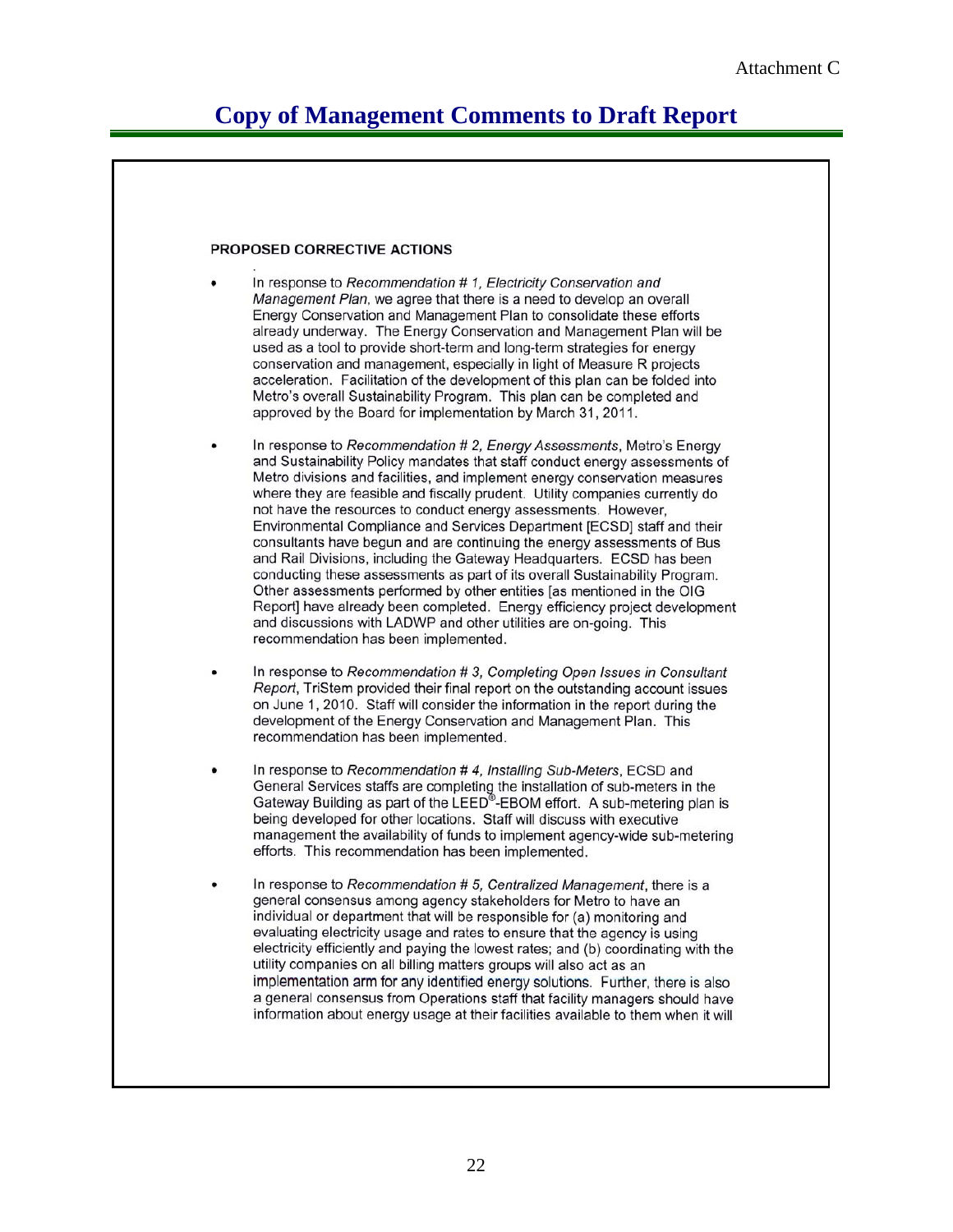Attachment C

# Copy of Management Comments to Draft Report

**PROPOSED CORRECTIVE ACTIONS**

- In response to *Recommendation # 1, Electricity Conservation and Management Plan*, we agree that there is a need to develop an overall Energy Conservation and Management Plan to consolidate these efforts already underway. The Energy Conservation and Management Plan will be used as a tool to provide short-term and long-term strategies for energy conservation and management, especially in light of Measure R projects acceleration. Facilitation of the development of this plan can be folded into Metro's overall Sustainability Program. This plan can be completed and approved by the Board for implementation by March 31, 2011.

- In response to *Recommendation # 2, Energy Assessments*, Metro's Energy and Sustainability Policy mandates that staff conduct energy assessments of Metro divisions and facilities, and implement energy conservation measures where they are feasible and fiscally prudent. Utility companies currently do not have the resources to conduct energy assessments. However, Environmental Compliance and Services Department [ECSD] staff and their consultants have begun and are continuing the energy assessments of Bus and Rail Divisions, including the Gateway Headquarters. ECSD has been conducting these assessments as part of its overall Sustainability Program. Other assessments performed by other entities [as mentioned in the OIG Report] have already been completed. Energy efficiency project development and discussions with LADWP and other utilities are on-going. This recommendation has been implemented.

- In response to *Recommendation # 3, Completing Open Issues in Consultant Report*, TriStem provided their final report on the outstanding account issues on June 1, 2010. Staff will consider the information in the report during the development of the Energy Conservation and Management Plan. This recommendation has been implemented.

- In response to *Recommendation # 4, Installing Sub-Meters*, ECSD and General Services staffs are completing the installation of sub-meters in the Gateway Building as part of the LEED®-EBOM effort. A sub-metering plan is being developed for other locations. Staff will discuss with executive management the availability of funds to implement agency-wide sub-metering efforts. This recommendation has been implemented.

- In response to *Recommendation # 5, Centralized Management*, there is a general consensus among agency stakeholders for Metro to have an individual or department that will be responsible for (a) monitoring and evaluating electricity usage and rates to ensure that the agency is using electricity efficiently and paying the lowest rates; and (b) coordinating with the utility companies on all billing matters groups will also act as an implementation arm for any identified energy solutions. Further, there is also a general consensus from Operations staff that facility managers should have information about energy usage at their facilities available to them when it will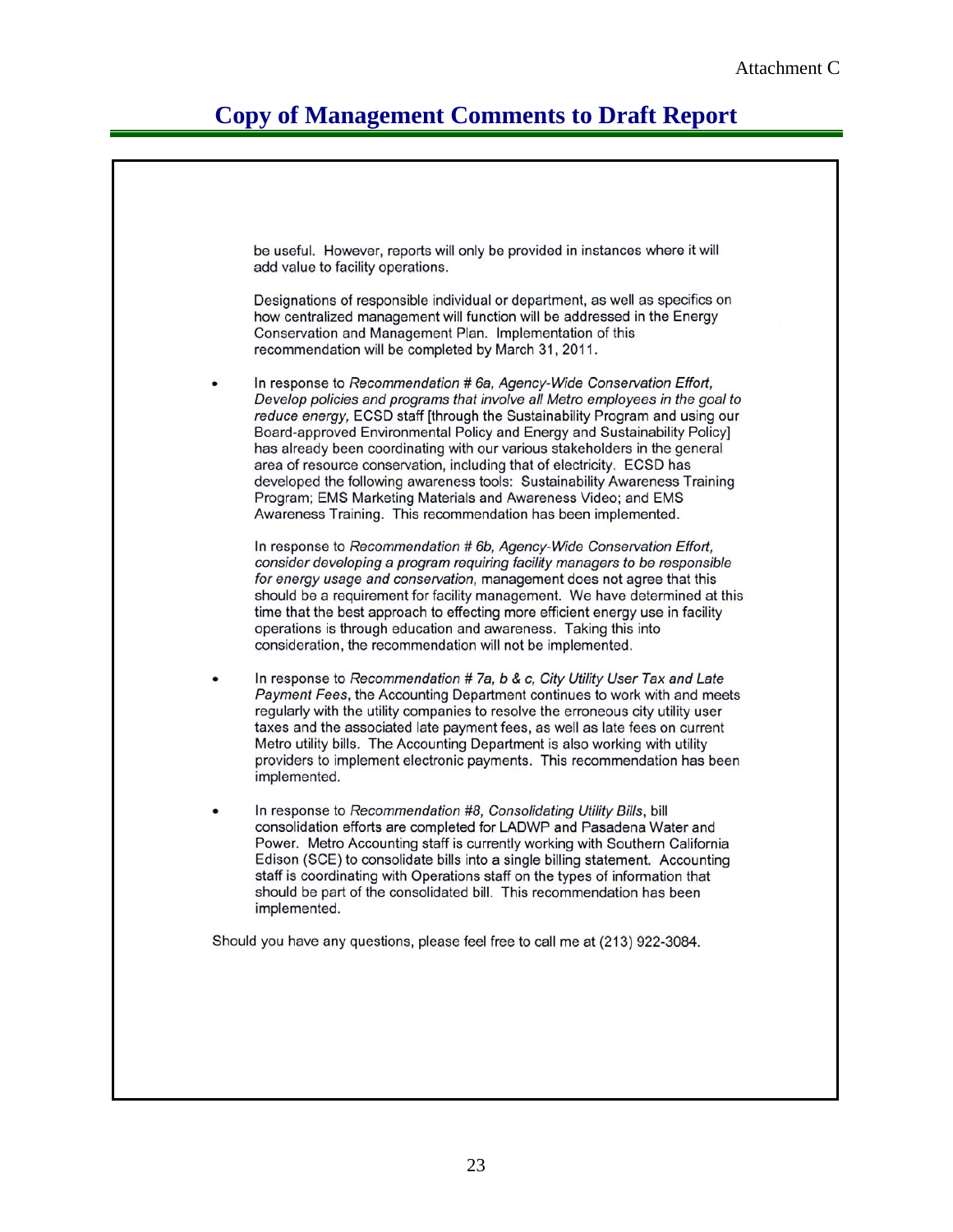Attachment C

# Copy of Management Comments to Draft Report

be useful. However, reports will only be provided in instances where it will add value to facility operations.

Designations of responsible individual or department, as well as specifics on how centralized management will function will be addressed in the Energy Conservation and Management Plan. Implementation of this recommendation will be completed by March 31, 2011.

- In response to *Recommendation # 6a, Agency-Wide Conservation Effort, Develop policies and programs that involve all Metro employees in the goal to reduce energy,* ECSD staff [through the Sustainability Program and using our Board-approved Environmental Policy and Energy and Sustainability Policy] has already been coordinating with our various stakeholders in the general area of resource conservation, including that of electricity. ECSD has developed the following awareness tools: Sustainability Awareness Training Program; EMS Marketing Materials and Awareness Video; and EMS Awareness Training. This recommendation has been implemented.

  In response to *Recommendation # 6b, Agency-Wide Conservation Effort, consider developing a program requiring facility managers to be responsible for energy usage and conservation,* management does not agree that this should be a requirement for facility management. We have determined at this time that the best approach to effecting more efficient energy use in facility operations is through education and awareness. Taking this into consideration, the recommendation will not be implemented.

- In response to *Recommendation # 7a, b & c, City Utility User Tax and Late Payment Fees*, the Accounting Department continues to work with and meets regularly with the utility companies to resolve the erroneous city utility user taxes and the associated late payment fees, as well as late fees on current Metro utility bills. The Accounting Department is also working with utility providers to implement electronic payments. This recommendation has been implemented.

- In response to *Recommendation #8, Consolidating Utility Bills*, bill consolidation efforts are completed for LADWP and Pasadena Water and Power. Metro Accounting staff is currently working with Southern California Edison (SCE) to consolidate bills into a single billing statement. Accounting staff is coordinating with Operations staff on the types of information that should be part of the consolidated bill. This recommendation has been implemented.

Should you have any questions, please feel free to call me at (213) 922-3084.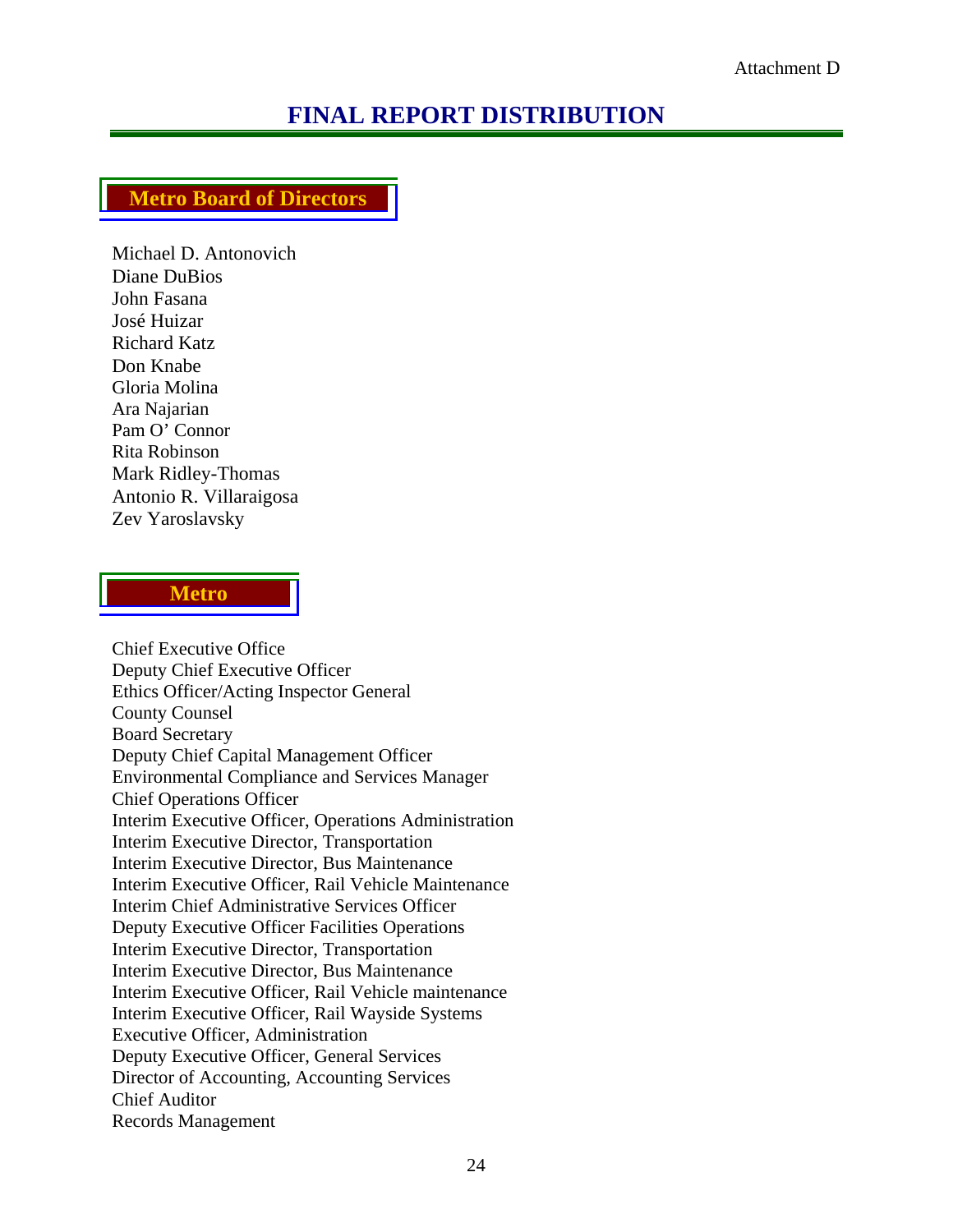Attachment D

# FINAL REPORT DISTRIBUTION

## Metro Board of Directors

Michael D. Antonovich
Diane DuBios
John Fasana
José Huizar
Richard Katz
Don Knabe
Gloria Molina
Ara Najarian
Pam O' Connor
Rita Robinson
Mark Ridley-Thomas
Antonio R. Villaraigosa
Zev Yaroslavsky

## Metro

Chief Executive Office
Deputy Chief Executive Officer
Ethics Officer/Acting Inspector General
County Counsel
Board Secretary
Deputy Chief Capital Management Officer
Environmental Compliance and Services Manager
Chief Operations Officer
Interim Executive Officer, Operations Administration
Interim Executive Director, Transportation
Interim Executive Director, Bus Maintenance
Interim Executive Officer, Rail Vehicle Maintenance
Interim Chief Administrative Services Officer
Deputy Executive Officer Facilities Operations
Interim Executive Director, Transportation
Interim Executive Director, Bus Maintenance
Interim Executive Officer, Rail Vehicle maintenance
Interim Executive Officer, Rail Wayside Systems
Executive Officer, Administration
Deputy Executive Officer, General Services
Director of Accounting, Accounting Services
Chief Auditor
Records Management